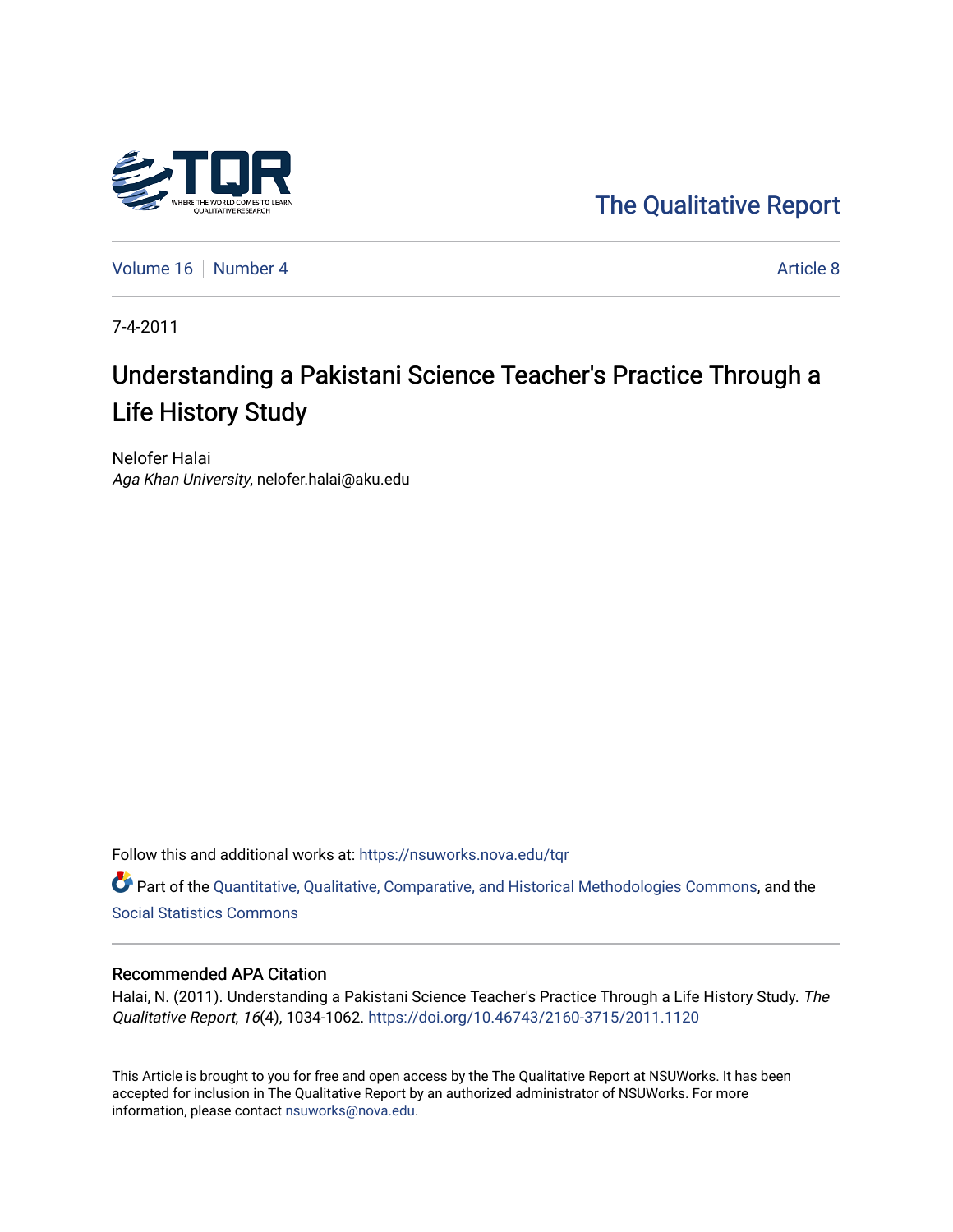The Qualitative Report

Volume 16 | Number 4 | Article 8

7-4-2011

# Understanding a Pakistani Science Teacher's Practice Through a Life History Study

Nelofer Halai
*Aga Khan University*, nelofer.halai@aku.edu

Follow this and additional works at: https://nsuworks.nova.edu/tqr

Part of the Quantitative, Qualitative, Comparative, and Historical Methodologies Commons, and the Social Statistics Commons

## Recommended APA Citation

Halai, N. (2011). Understanding a Pakistani Science Teacher's Practice Through a Life History Study. *The Qualitative Report*, *16*(4), 1034-1062. https://doi.org/10.46743/2160-3715/2011.1120

This Article is brought to you for free and open access by the The Qualitative Report at NSUWorks. It has been accepted for inclusion in The Qualitative Report by an authorized administrator of NSUWorks. For more information, please contact nsuworks@nova.edu.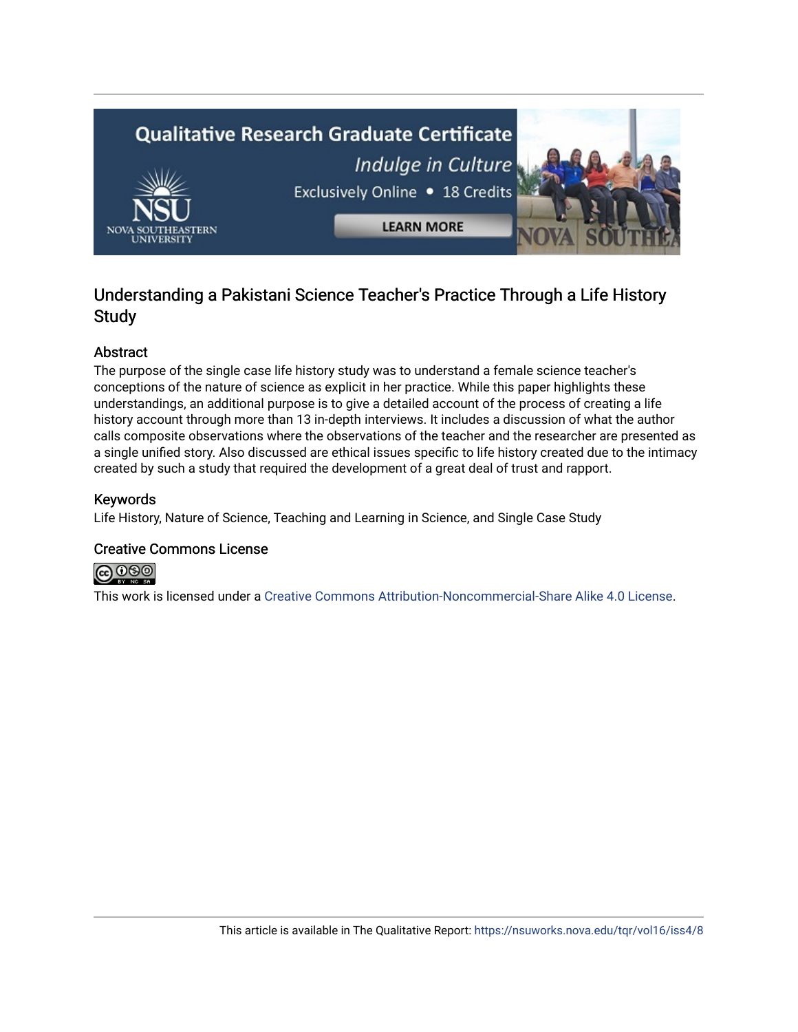# Understanding a Pakistani Science Teacher's Practice Through a Life History Study

## Abstract

The purpose of the single case life history study was to understand a female science teacher's conceptions of the nature of science as explicit in her practice. While this paper highlights these understandings, an additional purpose is to give a detailed account of the process of creating a life history account through more than 13 in-depth interviews. It includes a discussion of what the author calls composite observations where the observations of the teacher and the researcher are presented as a single unified story. Also discussed are ethical issues specific to life history created due to the intimacy created by such a study that required the development of a great deal of trust and rapport.

## Keywords

Life History, Nature of Science, Teaching and Learning in Science, and Single Case Study

## Creative Commons License

This work is licensed under a Creative Commons Attribution-Noncommercial-Share Alike 4.0 License.

This article is available in The Qualitative Report: https://nsuworks.nova.edu/tqr/vol16/iss4/8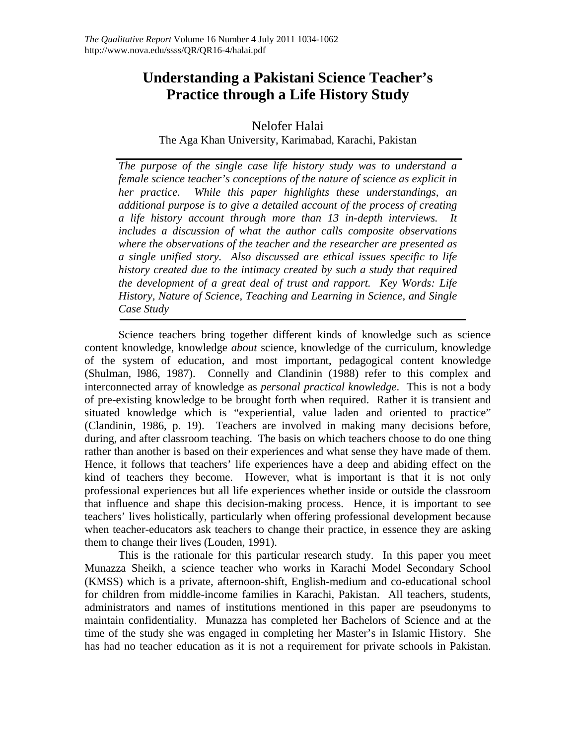# Understanding a Pakistani Science Teacher's Practice through a Life History Study

Nelofer Halai

The Aga Khan University, Karimabad, Karachi, Pakistan

*The purpose of the single case life history study was to understand a female science teacher's conceptions of the nature of science as explicit in her practice. While this paper highlights these understandings, an additional purpose is to give a detailed account of the process of creating a life history account through more than 13 in-depth interviews. It includes a discussion of what the author calls composite observations where the observations of the teacher and the researcher are presented as a single unified story. Also discussed are ethical issues specific to life history created due to the intimacy created by such a study that required the development of a great deal of trust and rapport. Key Words: Life History, Nature of Science, Teaching and Learning in Science, and Single Case Study*

Science teachers bring together different kinds of knowledge such as science content knowledge, knowledge *about* science, knowledge of the curriculum, knowledge of the system of education, and most important, pedagogical content knowledge (Shulman, l986, 1987). Connelly and Clandinin (1988) refer to this complex and interconnected array of knowledge as *personal practical knowledge*. This is not a body of pre-existing knowledge to be brought forth when required. Rather it is transient and situated knowledge which is "experiential, value laden and oriented to practice" (Clandinin, 1986, p. 19). Teachers are involved in making many decisions before, during, and after classroom teaching. The basis on which teachers choose to do one thing rather than another is based on their experiences and what sense they have made of them. Hence, it follows that teachers' life experiences have a deep and abiding effect on the kind of teachers they become. However, what is important is that it is not only professional experiences but all life experiences whether inside or outside the classroom that influence and shape this decision-making process. Hence, it is important to see teachers' lives holistically, particularly when offering professional development because when teacher-educators ask teachers to change their practice, in essence they are asking them to change their lives (Louden, 1991).

This is the rationale for this particular research study. In this paper you meet Munazza Sheikh, a science teacher who works in Karachi Model Secondary School (KMSS) which is a private, afternoon-shift, English-medium and co-educational school for children from middle-income families in Karachi, Pakistan. All teachers, students, administrators and names of institutions mentioned in this paper are pseudonyms to maintain confidentiality. Munazza has completed her Bachelors of Science and at the time of the study she was engaged in completing her Master's in Islamic History. She has had no teacher education as it is not a requirement for private schools in Pakistan.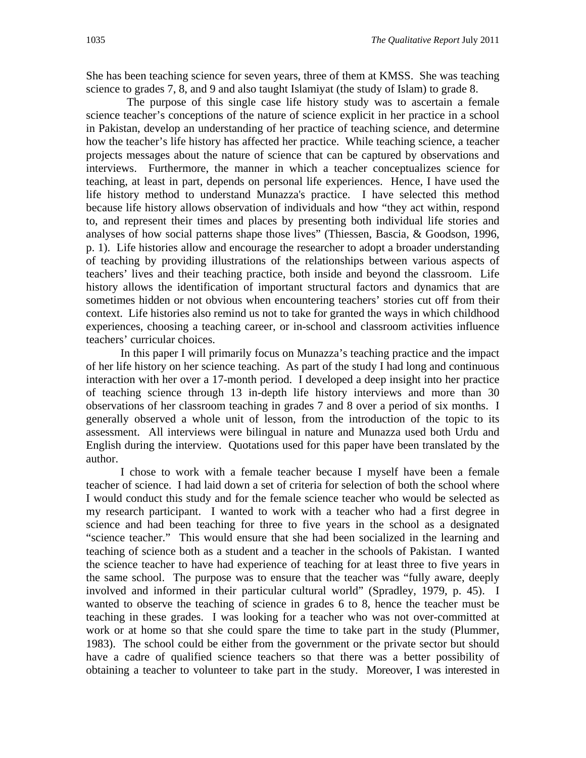She has been teaching science for seven years, three of them at KMSS. She was teaching science to grades 7, 8, and 9 and also taught Islamiyat (the study of Islam) to grade 8.

The purpose of this single case life history study was to ascertain a female science teacher's conceptions of the nature of science explicit in her practice in a school in Pakistan, develop an understanding of her practice of teaching science, and determine how the teacher's life history has affected her practice. While teaching science, a teacher projects messages about the nature of science that can be captured by observations and interviews. Furthermore, the manner in which a teacher conceptualizes science for teaching, at least in part, depends on personal life experiences. Hence, I have used the life history method to understand Munazza's practice. I have selected this method because life history allows observation of individuals and how "they act within, respond to, and represent their times and places by presenting both individual life stories and analyses of how social patterns shape those lives" (Thiessen, Bascia, & Goodson, 1996, p. 1). Life histories allow and encourage the researcher to adopt a broader understanding of teaching by providing illustrations of the relationships between various aspects of teachers' lives and their teaching practice, both inside and beyond the classroom. Life history allows the identification of important structural factors and dynamics that are sometimes hidden or not obvious when encountering teachers' stories cut off from their context. Life histories also remind us not to take for granted the ways in which childhood experiences, choosing a teaching career, or in-school and classroom activities influence teachers' curricular choices.

In this paper I will primarily focus on Munazza's teaching practice and the impact of her life history on her science teaching. As part of the study I had long and continuous interaction with her over a 17-month period. I developed a deep insight into her practice of teaching science through 13 in-depth life history interviews and more than 30 observations of her classroom teaching in grades 7 and 8 over a period of six months. I generally observed a whole unit of lesson, from the introduction of the topic to its assessment. All interviews were bilingual in nature and Munazza used both Urdu and English during the interview. Quotations used for this paper have been translated by the author.

I chose to work with a female teacher because I myself have been a female teacher of science. I had laid down a set of criteria for selection of both the school where I would conduct this study and for the female science teacher who would be selected as my research participant. I wanted to work with a teacher who had a first degree in science and had been teaching for three to five years in the school as a designated "science teacher." This would ensure that she had been socialized in the learning and teaching of science both as a student and a teacher in the schools of Pakistan. I wanted the science teacher to have had experience of teaching for at least three to five years in the same school. The purpose was to ensure that the teacher was "fully aware, deeply involved and informed in their particular cultural world" (Spradley, 1979, p. 45). I wanted to observe the teaching of science in grades 6 to 8, hence the teacher must be teaching in these grades. I was looking for a teacher who was not over-committed at work or at home so that she could spare the time to take part in the study (Plummer, 1983). The school could be either from the government or the private sector but should have a cadre of qualified science teachers so that there was a better possibility of obtaining a teacher to volunteer to take part in the study. Moreover, I was interested in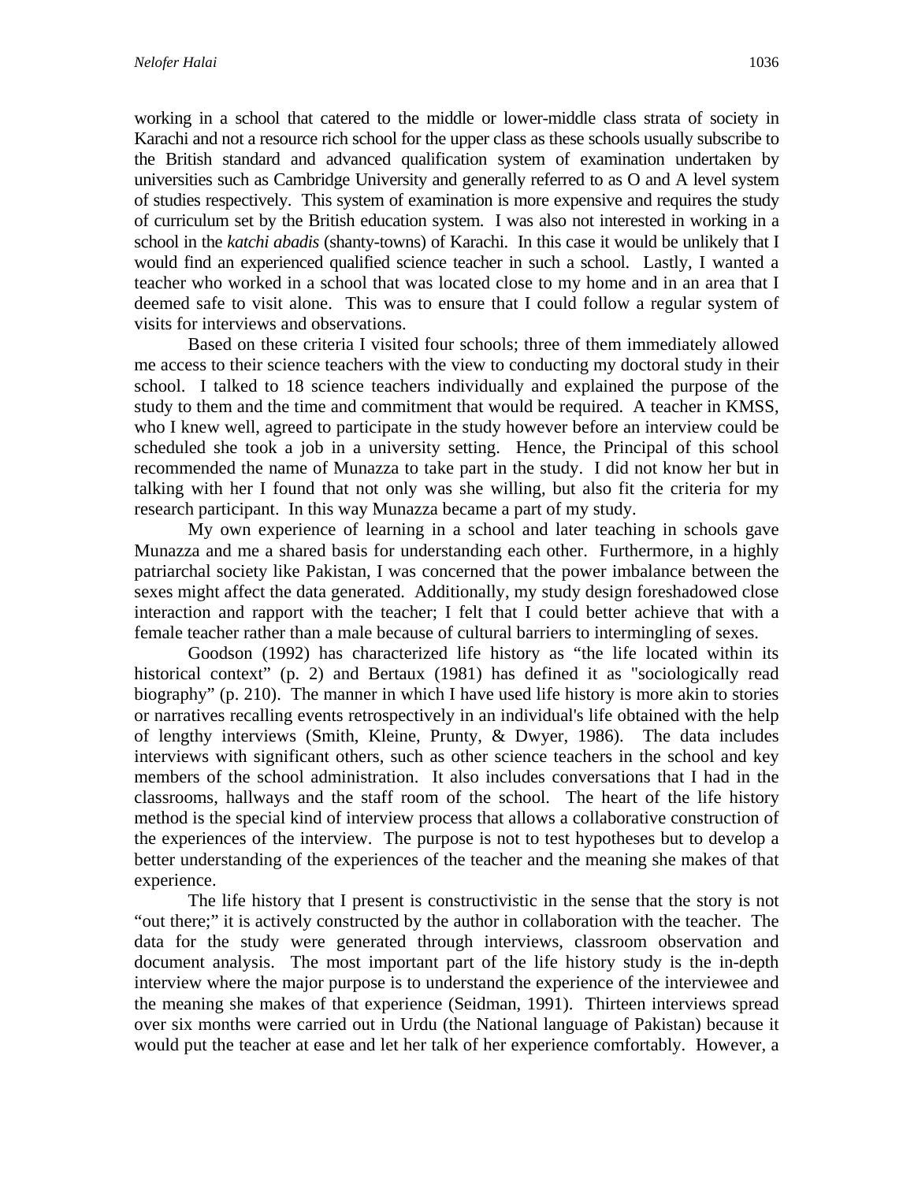working in a school that catered to the middle or lower-middle class strata of society in Karachi and not a resource rich school for the upper class as these schools usually subscribe to the British standard and advanced qualification system of examination undertaken by universities such as Cambridge University and generally referred to as O and A level system of studies respectively. This system of examination is more expensive and requires the study of curriculum set by the British education system. I was also not interested in working in a school in the *katchi abadis* (shanty-towns) of Karachi. In this case it would be unlikely that I would find an experienced qualified science teacher in such a school. Lastly, I wanted a teacher who worked in a school that was located close to my home and in an area that I deemed safe to visit alone. This was to ensure that I could follow a regular system of visits for interviews and observations.

Based on these criteria I visited four schools; three of them immediately allowed me access to their science teachers with the view to conducting my doctoral study in their school. I talked to 18 science teachers individually and explained the purpose of the study to them and the time and commitment that would be required. A teacher in KMSS, who I knew well, agreed to participate in the study however before an interview could be scheduled she took a job in a university setting. Hence, the Principal of this school recommended the name of Munazza to take part in the study. I did not know her but in talking with her I found that not only was she willing, but also fit the criteria for my research participant. In this way Munazza became a part of my study.

My own experience of learning in a school and later teaching in schools gave Munazza and me a shared basis for understanding each other. Furthermore, in a highly patriarchal society like Pakistan, I was concerned that the power imbalance between the sexes might affect the data generated. Additionally, my study design foreshadowed close interaction and rapport with the teacher; I felt that I could better achieve that with a female teacher rather than a male because of cultural barriers to intermingling of sexes.

Goodson (1992) has characterized life history as "the life located within its historical context" (p. 2) and Bertaux (1981) has defined it as "sociologically read biography" (p. 210). The manner in which I have used life history is more akin to stories or narratives recalling events retrospectively in an individual's life obtained with the help of lengthy interviews (Smith, Kleine, Prunty, & Dwyer, 1986). The data includes interviews with significant others, such as other science teachers in the school and key members of the school administration. It also includes conversations that I had in the classrooms, hallways and the staff room of the school. The heart of the life history method is the special kind of interview process that allows a collaborative construction of the experiences of the interview. The purpose is not to test hypotheses but to develop a better understanding of the experiences of the teacher and the meaning she makes of that experience.

The life history that I present is constructivistic in the sense that the story is not "out there;" it is actively constructed by the author in collaboration with the teacher. The data for the study were generated through interviews, classroom observation and document analysis. The most important part of the life history study is the in-depth interview where the major purpose is to understand the experience of the interviewee and the meaning she makes of that experience (Seidman, 1991). Thirteen interviews spread over six months were carried out in Urdu (the National language of Pakistan) because it would put the teacher at ease and let her talk of her experience comfortably. However, a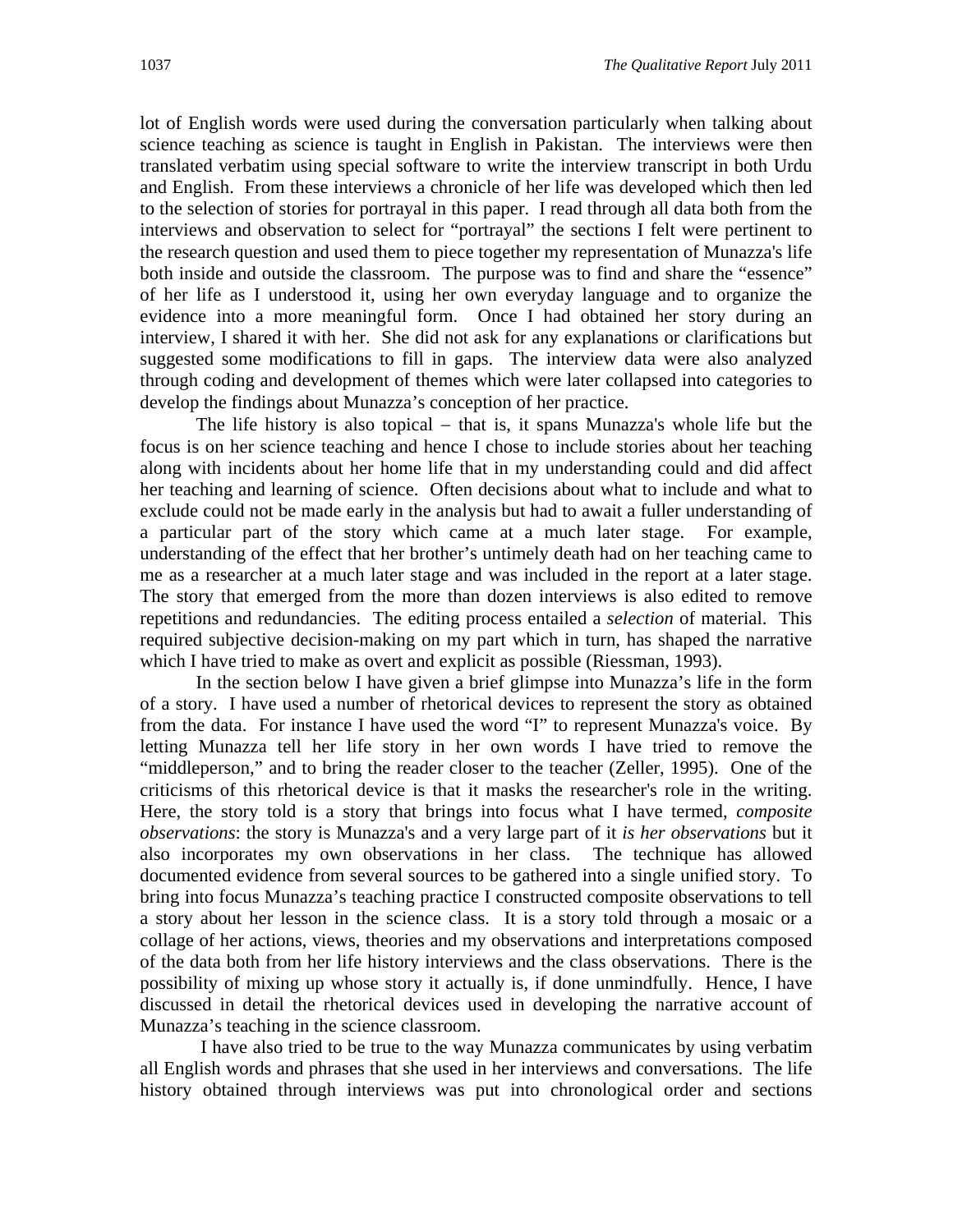lot of English words were used during the conversation particularly when talking about science teaching as science is taught in English in Pakistan. The interviews were then translated verbatim using special software to write the interview transcript in both Urdu and English. From these interviews a chronicle of her life was developed which then led to the selection of stories for portrayal in this paper. I read through all data both from the interviews and observation to select for "portrayal" the sections I felt were pertinent to the research question and used them to piece together my representation of Munazza's life both inside and outside the classroom. The purpose was to find and share the "essence" of her life as I understood it, using her own everyday language and to organize the evidence into a more meaningful form. Once I had obtained her story during an interview, I shared it with her. She did not ask for any explanations or clarifications but suggested some modifications to fill in gaps. The interview data were also analyzed through coding and development of themes which were later collapsed into categories to develop the findings about Munazza's conception of her practice.

The life history is also topical – that is, it spans Munazza's whole life but the focus is on her science teaching and hence I chose to include stories about her teaching along with incidents about her home life that in my understanding could and did affect her teaching and learning of science. Often decisions about what to include and what to exclude could not be made early in the analysis but had to await a fuller understanding of a particular part of the story which came at a much later stage. For example, understanding of the effect that her brother's untimely death had on her teaching came to me as a researcher at a much later stage and was included in the report at a later stage. The story that emerged from the more than dozen interviews is also edited to remove repetitions and redundancies. The editing process entailed a *selection* of material. This required subjective decision-making on my part which in turn, has shaped the narrative which I have tried to make as overt and explicit as possible (Riessman, 1993).

In the section below I have given a brief glimpse into Munazza's life in the form of a story. I have used a number of rhetorical devices to represent the story as obtained from the data. For instance I have used the word "I" to represent Munazza's voice. By letting Munazza tell her life story in her own words I have tried to remove the "middleperson," and to bring the reader closer to the teacher (Zeller, 1995). One of the criticisms of this rhetorical device is that it masks the researcher's role in the writing. Here, the story told is a story that brings into focus what I have termed, *composite observations*: the story is Munazza's and a very large part of it *is her observations* but it also incorporates my own observations in her class. The technique has allowed documented evidence from several sources to be gathered into a single unified story. To bring into focus Munazza's teaching practice I constructed composite observations to tell a story about her lesson in the science class. It is a story told through a mosaic or a collage of her actions, views, theories and my observations and interpretations composed of the data both from her life history interviews and the class observations. There is the possibility of mixing up whose story it actually is, if done unmindfully. Hence, I have discussed in detail the rhetorical devices used in developing the narrative account of Munazza's teaching in the science classroom.

I have also tried to be true to the way Munazza communicates by using verbatim all English words and phrases that she used in her interviews and conversations. The life history obtained through interviews was put into chronological order and sections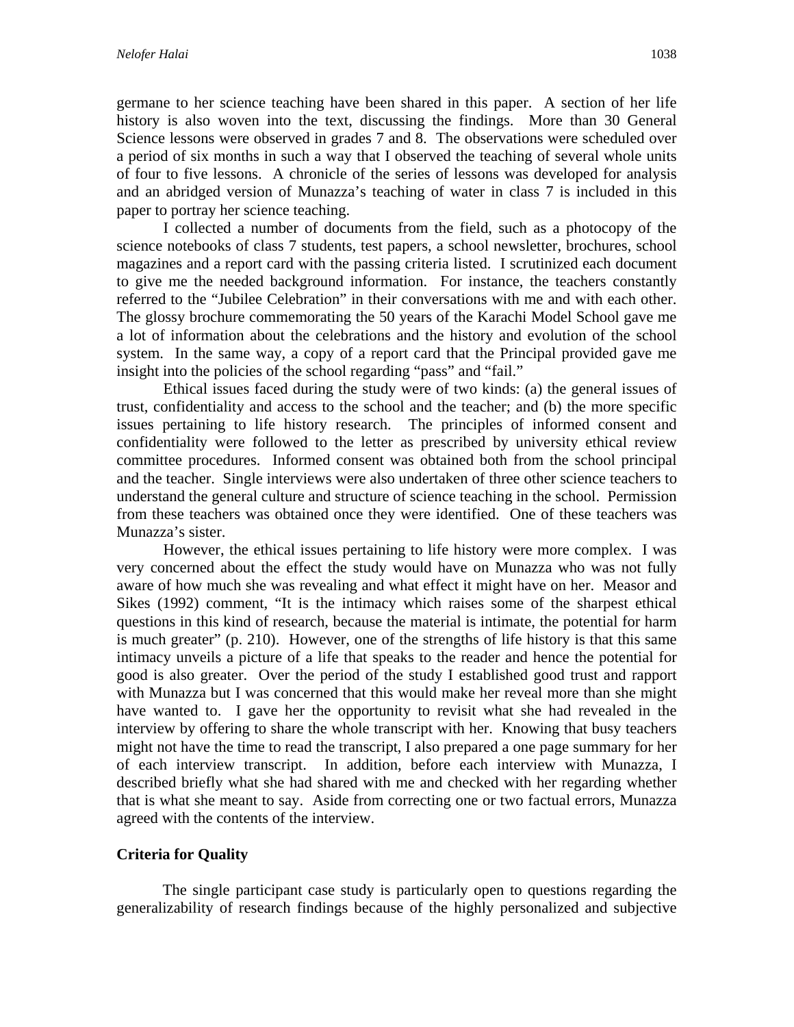germane to her science teaching have been shared in this paper. A section of her life history is also woven into the text, discussing the findings. More than 30 General Science lessons were observed in grades 7 and 8. The observations were scheduled over a period of six months in such a way that I observed the teaching of several whole units of four to five lessons. A chronicle of the series of lessons was developed for analysis and an abridged version of Munazza's teaching of water in class 7 is included in this paper to portray her science teaching.

I collected a number of documents from the field, such as a photocopy of the science notebooks of class 7 students, test papers, a school newsletter, brochures, school magazines and a report card with the passing criteria listed. I scrutinized each document to give me the needed background information. For instance, the teachers constantly referred to the "Jubilee Celebration" in their conversations with me and with each other. The glossy brochure commemorating the 50 years of the Karachi Model School gave me a lot of information about the celebrations and the history and evolution of the school system. In the same way, a copy of a report card that the Principal provided gave me insight into the policies of the school regarding "pass" and "fail."

Ethical issues faced during the study were of two kinds: (a) the general issues of trust, confidentiality and access to the school and the teacher; and (b) the more specific issues pertaining to life history research. The principles of informed consent and confidentiality were followed to the letter as prescribed by university ethical review committee procedures. Informed consent was obtained both from the school principal and the teacher. Single interviews were also undertaken of three other science teachers to understand the general culture and structure of science teaching in the school. Permission from these teachers was obtained once they were identified. One of these teachers was Munazza's sister.

However, the ethical issues pertaining to life history were more complex. I was very concerned about the effect the study would have on Munazza who was not fully aware of how much she was revealing and what effect it might have on her. Measor and Sikes (1992) comment, "It is the intimacy which raises some of the sharpest ethical questions in this kind of research, because the material is intimate, the potential for harm is much greater" (p. 210). However, one of the strengths of life history is that this same intimacy unveils a picture of a life that speaks to the reader and hence the potential for good is also greater. Over the period of the study I established good trust and rapport with Munazza but I was concerned that this would make her reveal more than she might have wanted to. I gave her the opportunity to revisit what she had revealed in the interview by offering to share the whole transcript with her. Knowing that busy teachers might not have the time to read the transcript, I also prepared a one page summary for her of each interview transcript. In addition, before each interview with Munazza, I described briefly what she had shared with me and checked with her regarding whether that is what she meant to say. Aside from correcting one or two factual errors, Munazza agreed with the contents of the interview.

## Criteria for Quality

The single participant case study is particularly open to questions regarding the generalizability of research findings because of the highly personalized and subjective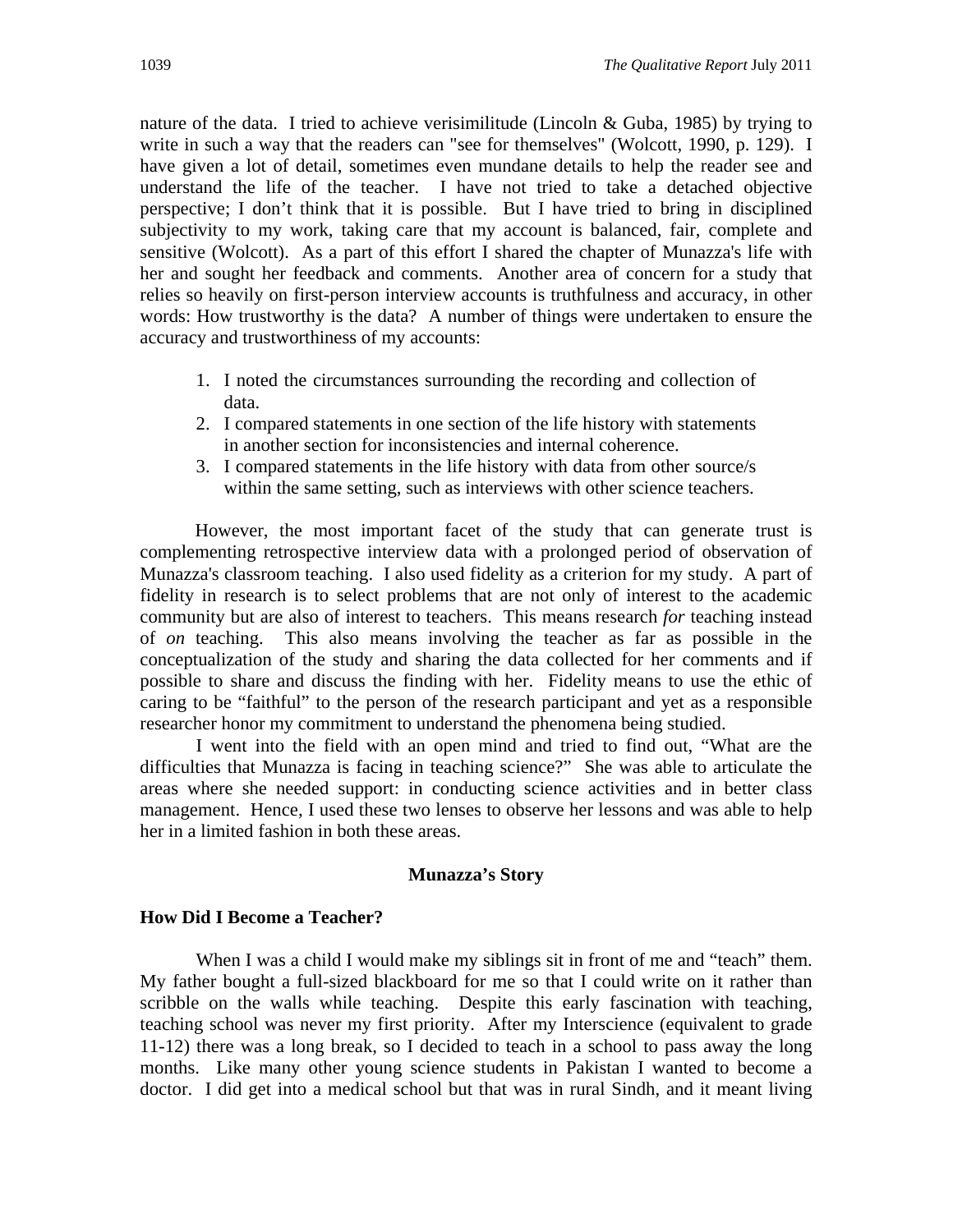nature of the data. I tried to achieve verisimilitude (Lincoln & Guba, 1985) by trying to write in such a way that the readers can "see for themselves" (Wolcott, 1990, p. 129). I have given a lot of detail, sometimes even mundane details to help the reader see and understand the life of the teacher. I have not tried to take a detached objective perspective; I don't think that it is possible. But I have tried to bring in disciplined subjectivity to my work, taking care that my account is balanced, fair, complete and sensitive (Wolcott). As a part of this effort I shared the chapter of Munazza's life with her and sought her feedback and comments. Another area of concern for a study that relies so heavily on first-person interview accounts is truthfulness and accuracy, in other words: How trustworthy is the data? A number of things were undertaken to ensure the accuracy and trustworthiness of my accounts:

1. I noted the circumstances surrounding the recording and collection of data.
2. I compared statements in one section of the life history with statements in another section for inconsistencies and internal coherence.
3. I compared statements in the life history with data from other source/s within the same setting, such as interviews with other science teachers.

However, the most important facet of the study that can generate trust is complementing retrospective interview data with a prolonged period of observation of Munazza's classroom teaching. I also used fidelity as a criterion for my study. A part of fidelity in research is to select problems that are not only of interest to the academic community but are also of interest to teachers. This means research *for* teaching instead of *on* teaching. This also means involving the teacher as far as possible in the conceptualization of the study and sharing the data collected for her comments and if possible to share and discuss the finding with her. Fidelity means to use the ethic of caring to be "faithful" to the person of the research participant and yet as a responsible researcher honor my commitment to understand the phenomena being studied.

I went into the field with an open mind and tried to find out, "What are the difficulties that Munazza is facing in teaching science?" She was able to articulate the areas where she needed support: in conducting science activities and in better class management. Hence, I used these two lenses to observe her lessons and was able to help her in a limited fashion in both these areas.

## Munazza's Story

### How Did I Become a Teacher?

When I was a child I would make my siblings sit in front of me and "teach" them. My father bought a full-sized blackboard for me so that I could write on it rather than scribble on the walls while teaching. Despite this early fascination with teaching, teaching school was never my first priority. After my Interscience (equivalent to grade 11-12) there was a long break, so I decided to teach in a school to pass away the long months. Like many other young science students in Pakistan I wanted to become a doctor. I did get into a medical school but that was in rural Sindh, and it meant living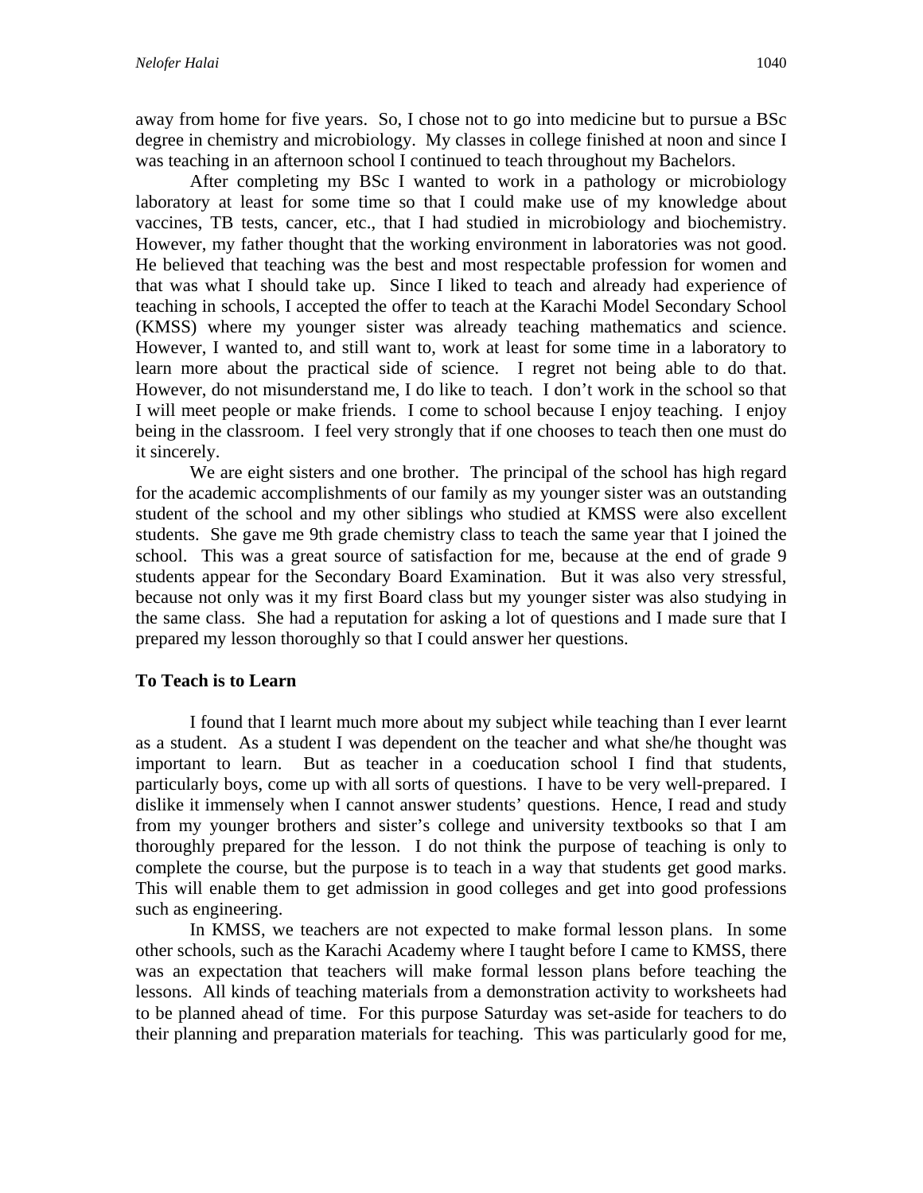away from home for five years. So, I chose not to go into medicine but to pursue a BSc degree in chemistry and microbiology. My classes in college finished at noon and since I was teaching in an afternoon school I continued to teach throughout my Bachelors.

After completing my BSc I wanted to work in a pathology or microbiology laboratory at least for some time so that I could make use of my knowledge about vaccines, TB tests, cancer, etc., that I had studied in microbiology and biochemistry. However, my father thought that the working environment in laboratories was not good. He believed that teaching was the best and most respectable profession for women and that was what I should take up. Since I liked to teach and already had experience of teaching in schools, I accepted the offer to teach at the Karachi Model Secondary School (KMSS) where my younger sister was already teaching mathematics and science. However, I wanted to, and still want to, work at least for some time in a laboratory to learn more about the practical side of science. I regret not being able to do that. However, do not misunderstand me, I do like to teach. I don't work in the school so that I will meet people or make friends. I come to school because I enjoy teaching. I enjoy being in the classroom. I feel very strongly that if one chooses to teach then one must do it sincerely.

We are eight sisters and one brother. The principal of the school has high regard for the academic accomplishments of our family as my younger sister was an outstanding student of the school and my other siblings who studied at KMSS were also excellent students. She gave me 9th grade chemistry class to teach the same year that I joined the school. This was a great source of satisfaction for me, because at the end of grade 9 students appear for the Secondary Board Examination. But it was also very stressful, because not only was it my first Board class but my younger sister was also studying in the same class. She had a reputation for asking a lot of questions and I made sure that I prepared my lesson thoroughly so that I could answer her questions.

**To Teach is to Learn**

I found that I learnt much more about my subject while teaching than I ever learnt as a student. As a student I was dependent on the teacher and what she/he thought was important to learn. But as teacher in a coeducation school I find that students, particularly boys, come up with all sorts of questions. I have to be very well-prepared. I dislike it immensely when I cannot answer students' questions. Hence, I read and study from my younger brothers and sister's college and university textbooks so that I am thoroughly prepared for the lesson. I do not think the purpose of teaching is only to complete the course, but the purpose is to teach in a way that students get good marks. This will enable them to get admission in good colleges and get into good professions such as engineering.

In KMSS, we teachers are not expected to make formal lesson plans. In some other schools, such as the Karachi Academy where I taught before I came to KMSS, there was an expectation that teachers will make formal lesson plans before teaching the lessons. All kinds of teaching materials from a demonstration activity to worksheets had to be planned ahead of time. For this purpose Saturday was set-aside for teachers to do their planning and preparation materials for teaching. This was particularly good for me,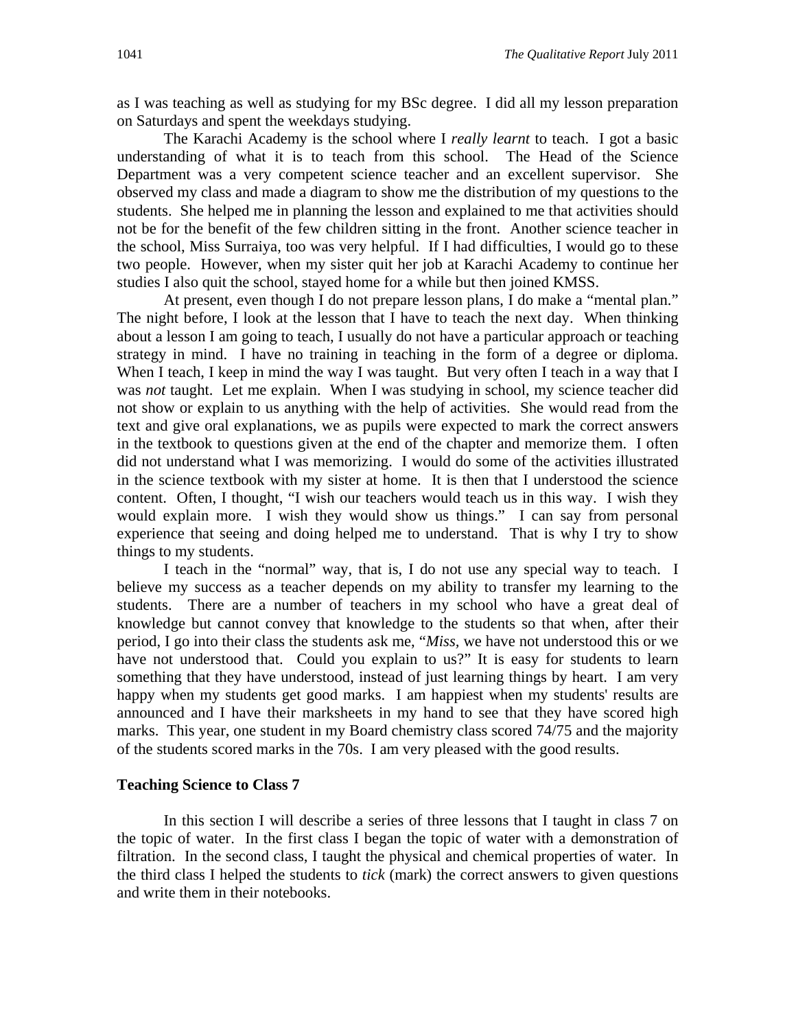as I was teaching as well as studying for my BSc degree. I did all my lesson preparation on Saturdays and spent the weekdays studying.

The Karachi Academy is the school where I *really learnt* to teach. I got a basic understanding of what it is to teach from this school. The Head of the Science Department was a very competent science teacher and an excellent supervisor. She observed my class and made a diagram to show me the distribution of my questions to the students. She helped me in planning the lesson and explained to me that activities should not be for the benefit of the few children sitting in the front. Another science teacher in the school, Miss Surraiya, too was very helpful. If I had difficulties, I would go to these two people. However, when my sister quit her job at Karachi Academy to continue her studies I also quit the school, stayed home for a while but then joined KMSS.

At present, even though I do not prepare lesson plans, I do make a "mental plan." The night before, I look at the lesson that I have to teach the next day. When thinking about a lesson I am going to teach, I usually do not have a particular approach or teaching strategy in mind. I have no training in teaching in the form of a degree or diploma. When I teach, I keep in mind the way I was taught. But very often I teach in a way that I was *not* taught. Let me explain. When I was studying in school, my science teacher did not show or explain to us anything with the help of activities. She would read from the text and give oral explanations, we as pupils were expected to mark the correct answers in the textbook to questions given at the end of the chapter and memorize them. I often did not understand what I was memorizing. I would do some of the activities illustrated in the science textbook with my sister at home. It is then that I understood the science content. Often, I thought, "I wish our teachers would teach us in this way. I wish they would explain more. I wish they would show us things." I can say from personal experience that seeing and doing helped me to understand. That is why I try to show things to my students.

I teach in the "normal" way, that is, I do not use any special way to teach. I believe my success as a teacher depends on my ability to transfer my learning to the students. There are a number of teachers in my school who have a great deal of knowledge but cannot convey that knowledge to the students so that when, after their period, I go into their class the students ask me, "*Miss*, we have not understood this or we have not understood that. Could you explain to us?" It is easy for students to learn something that they have understood, instead of just learning things by heart. I am very happy when my students get good marks. I am happiest when my students' results are announced and I have their marksheets in my hand to see that they have scored high marks. This year, one student in my Board chemistry class scored 74/75 and the majority of the students scored marks in the 70s. I am very pleased with the good results.

## Teaching Science to Class 7

In this section I will describe a series of three lessons that I taught in class 7 on the topic of water. In the first class I began the topic of water with a demonstration of filtration. In the second class, I taught the physical and chemical properties of water. In the third class I helped the students to *tick* (mark) the correct answers to given questions and write them in their notebooks.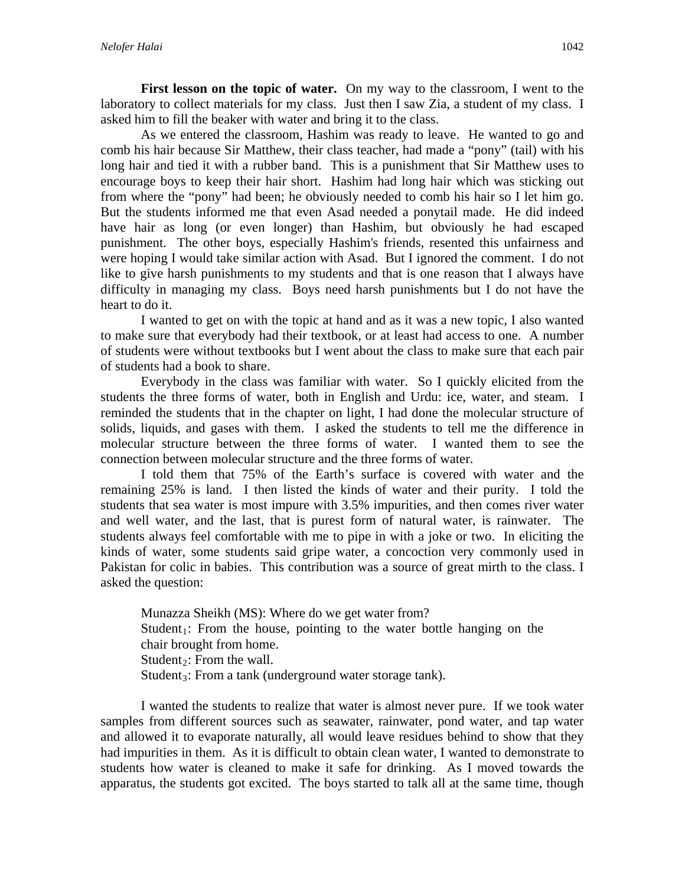**First lesson on the topic of water.** On my way to the classroom, I went to the laboratory to collect materials for my class. Just then I saw Zia, a student of my class. I asked him to fill the beaker with water and bring it to the class.

As we entered the classroom, Hashim was ready to leave. He wanted to go and comb his hair because Sir Matthew, their class teacher, had made a "pony" (tail) with his long hair and tied it with a rubber band. This is a punishment that Sir Matthew uses to encourage boys to keep their hair short. Hashim had long hair which was sticking out from where the "pony" had been; he obviously needed to comb his hair so I let him go. But the students informed me that even Asad needed a ponytail made. He did indeed have hair as long (or even longer) than Hashim, but obviously he had escaped punishment. The other boys, especially Hashim's friends, resented this unfairness and were hoping I would take similar action with Asad. But I ignored the comment. I do not like to give harsh punishments to my students and that is one reason that I always have difficulty in managing my class. Boys need harsh punishments but I do not have the heart to do it.

I wanted to get on with the topic at hand and as it was a new topic, I also wanted to make sure that everybody had their textbook, or at least had access to one. A number of students were without textbooks but I went about the class to make sure that each pair of students had a book to share.

Everybody in the class was familiar with water. So I quickly elicited from the students the three forms of water, both in English and Urdu: ice, water, and steam. I reminded the students that in the chapter on light, I had done the molecular structure of solids, liquids, and gases with them. I asked the students to tell me the difference in molecular structure between the three forms of water. I wanted them to see the connection between molecular structure and the three forms of water.

I told them that 75% of the Earth's surface is covered with water and the remaining 25% is land. I then listed the kinds of water and their purity. I told the students that sea water is most impure with 3.5% impurities, and then comes river water and well water, and the last, that is purest form of natural water, is rainwater. The students always feel comfortable with me to pipe in with a joke or two. In eliciting the kinds of water, some students said gripe water, a concoction very commonly used in Pakistan for colic in babies. This contribution was a source of great mirth to the class. I asked the question:

> Munazza Sheikh (MS): Where do we get water from?
> $\text{Student}_1$: From the house, pointing to the water bottle hanging on the chair brought from home.
> $\text{Student}_2$: From the wall.
> $\text{Student}_3$: From a tank (underground water storage tank).

I wanted the students to realize that water is almost never pure. If we took water samples from different sources such as seawater, rainwater, pond water, and tap water and allowed it to evaporate naturally, all would leave residues behind to show that they had impurities in them. As it is difficult to obtain clean water, I wanted to demonstrate to students how water is cleaned to make it safe for drinking. As I moved towards the apparatus, the students got excited. The boys started to talk all at the same time, though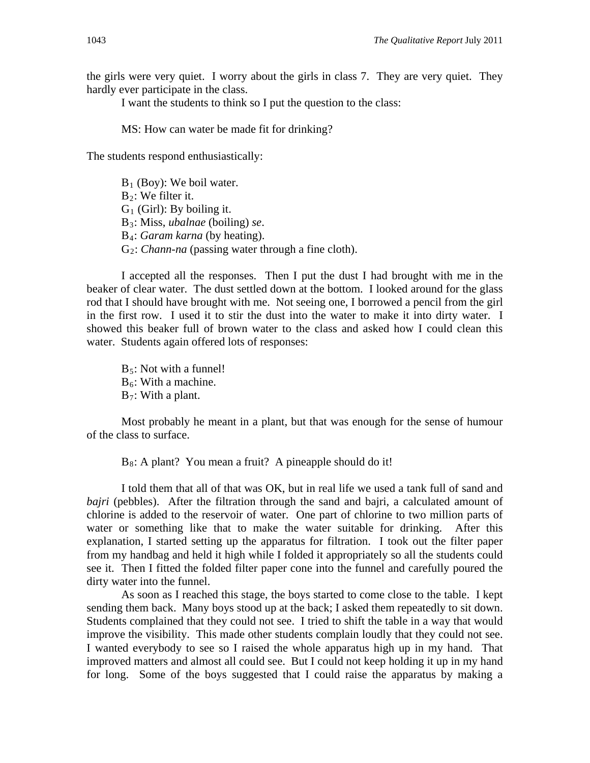the girls were very quiet. I worry about the girls in class 7. They are very quiet. They hardly ever participate in the class.

I want the students to think so I put the question to the class:

MS: How can water be made fit for drinking?

The students respond enthusiastically:

$B_1$ (Boy): We boil water.
$B_2$: We filter it.
$G_1$ (Girl): By boiling it.
$B_3$: Miss, *ubalnae* (boiling) *se*.
$B_4$: *Garam karna* (by heating).
$G_2$: *Chann-na* (passing water through a fine cloth).

I accepted all the responses. Then I put the dust I had brought with me in the beaker of clear water. The dust settled down at the bottom. I looked around for the glass rod that I should have brought with me. Not seeing one, I borrowed a pencil from the girl in the first row. I used it to stir the dust into the water to make it into dirty water. I showed this beaker full of brown water to the class and asked how I could clean this water. Students again offered lots of responses:

$B_5$: Not with a funnel!
$B_6$: With a machine.
$B_7$: With a plant.

Most probably he meant in a plant, but that was enough for the sense of humour of the class to surface.

$B_8$: A plant? You mean a fruit? A pineapple should do it!

I told them that all of that was OK, but in real life we used a tank full of sand and *bajri* (pebbles). After the filtration through the sand and bajri, a calculated amount of chlorine is added to the reservoir of water. One part of chlorine to two million parts of water or something like that to make the water suitable for drinking. After this explanation, I started setting up the apparatus for filtration. I took out the filter paper from my handbag and held it high while I folded it appropriately so all the students could see it. Then I fitted the folded filter paper cone into the funnel and carefully poured the dirty water into the funnel.

As soon as I reached this stage, the boys started to come close to the table. I kept sending them back. Many boys stood up at the back; I asked them repeatedly to sit down. Students complained that they could not see. I tried to shift the table in a way that would improve the visibility. This made other students complain loudly that they could not see. I wanted everybody to see so I raised the whole apparatus high up in my hand. That improved matters and almost all could see. But I could not keep holding it up in my hand for long. Some of the boys suggested that I could raise the apparatus by making a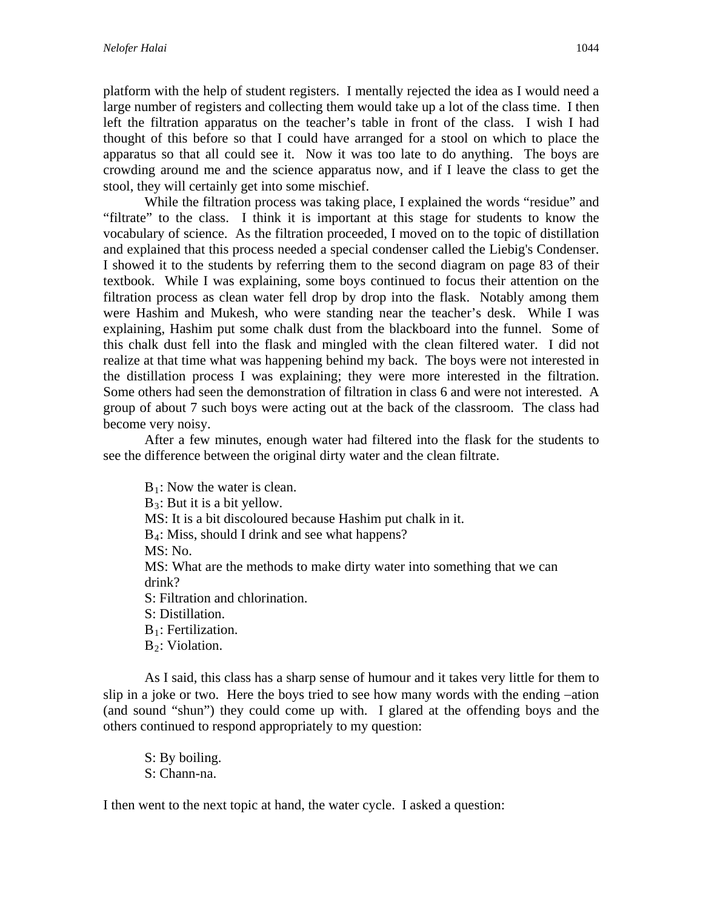platform with the help of student registers. I mentally rejected the idea as I would need a large number of registers and collecting them would take up a lot of the class time. I then left the filtration apparatus on the teacher's table in front of the class. I wish I had thought of this before so that I could have arranged for a stool on which to place the apparatus so that all could see it. Now it was too late to do anything. The boys are crowding around me and the science apparatus now, and if I leave the class to get the stool, they will certainly get into some mischief.

While the filtration process was taking place, I explained the words "residue" and "filtrate" to the class. I think it is important at this stage for students to know the vocabulary of science. As the filtration proceeded, I moved on to the topic of distillation and explained that this process needed a special condenser called the Liebig's Condenser. I showed it to the students by referring them to the second diagram on page 83 of their textbook. While I was explaining, some boys continued to focus their attention on the filtration process as clean water fell drop by drop into the flask. Notably among them were Hashim and Mukesh, who were standing near the teacher's desk. While I was explaining, Hashim put some chalk dust from the blackboard into the funnel. Some of this chalk dust fell into the flask and mingled with the clean filtered water. I did not realize at that time what was happening behind my back. The boys were not interested in the distillation process I was explaining; they were more interested in the filtration. Some others had seen the demonstration of filtration in class 6 and were not interested. A group of about 7 such boys were acting out at the back of the classroom. The class had become very noisy.

After a few minutes, enough water had filtered into the flask for the students to see the difference between the original dirty water and the clean filtrate.

> $B_1$: Now the water is clean.
> $B_3$: But it is a bit yellow.
> MS: It is a bit discoloured because Hashim put chalk in it.
> $B_4$: Miss, should I drink and see what happens?
> MS: No.
> MS: What are the methods to make dirty water into something that we can drink?
> S: Filtration and chlorination.
> S: Distillation.
> $B_1$: Fertilization.
> $B_2$: Violation.

As I said, this class has a sharp sense of humour and it takes very little for them to slip in a joke or two. Here the boys tried to see how many words with the ending –ation (and sound "shun") they could come up with. I glared at the offending boys and the others continued to respond appropriately to my question:

> S: By boiling.
> S: Chann-na.

I then went to the next topic at hand, the water cycle. I asked a question: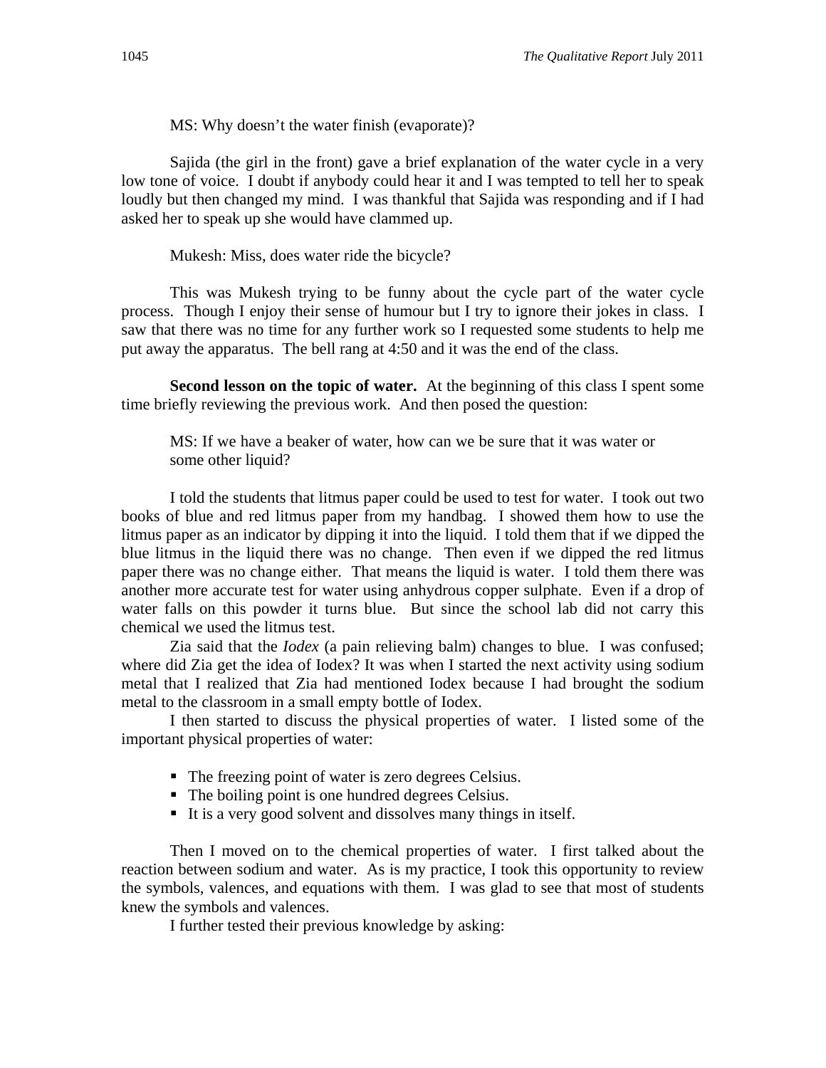MS: Why doesn't the water finish (evaporate)?

Sajida (the girl in the front) gave a brief explanation of the water cycle in a very low tone of voice. I doubt if anybody could hear it and I was tempted to tell her to speak loudly but then changed my mind. I was thankful that Sajida was responding and if I had asked her to speak up she would have clammed up.

Mukesh: Miss, does water ride the bicycle?

This was Mukesh trying to be funny about the cycle part of the water cycle process. Though I enjoy their sense of humour but I try to ignore their jokes in class. I saw that there was no time for any further work so I requested some students to help me put away the apparatus. The bell rang at 4:50 and it was the end of the class.

**Second lesson on the topic of water.** At the beginning of this class I spent some time briefly reviewing the previous work. And then posed the question:

> MS: If we have a beaker of water, how can we be sure that it was water or some other liquid?

I told the students that litmus paper could be used to test for water. I took out two books of blue and red litmus paper from my handbag. I showed them how to use the litmus paper as an indicator by dipping it into the liquid. I told them that if we dipped the blue litmus in the liquid there was no change. Then even if we dipped the red litmus paper there was no change either. That means the liquid is water. I told them there was another more accurate test for water using anhydrous copper sulphate. Even if a drop of water falls on this powder it turns blue. But since the school lab did not carry this chemical we used the litmus test.

Zia said that the *Iodex* (a pain relieving balm) changes to blue. I was confused; where did Zia get the idea of Iodex? It was when I started the next activity using sodium metal that I realized that Zia had mentioned Iodex because I had brought the sodium metal to the classroom in a small empty bottle of Iodex.

I then started to discuss the physical properties of water. I listed some of the important physical properties of water:

- The freezing point of water is zero degrees Celsius.
- The boiling point is one hundred degrees Celsius.
- It is a very good solvent and dissolves many things in itself.

Then I moved on to the chemical properties of water. I first talked about the reaction between sodium and water. As is my practice, I took this opportunity to review the symbols, valences, and equations with them. I was glad to see that most of students knew the symbols and valences.

I further tested their previous knowledge by asking: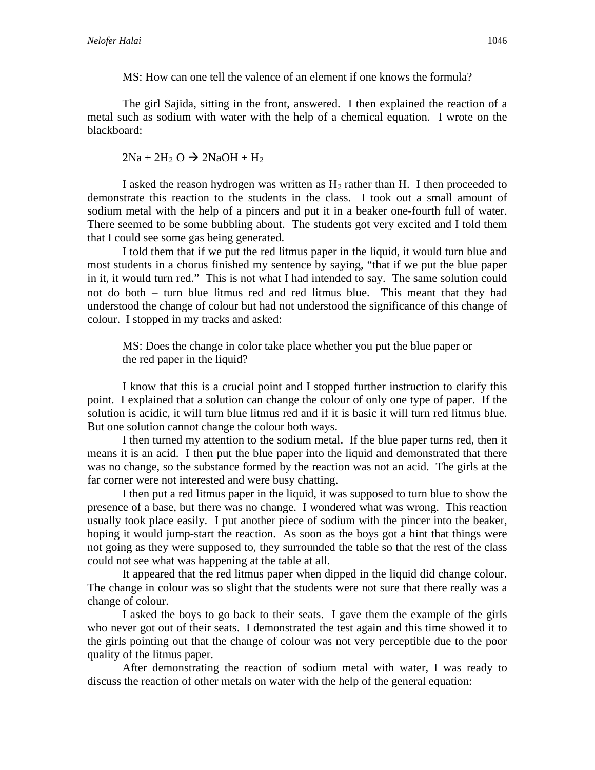MS: How can one tell the valence of an element if one knows the formula?

The girl Sajida, sitting in the front, answered. I then explained the reaction of a metal such as sodium with water with the help of a chemical equation. I wrote on the blackboard:

$$2Na + 2H_2O \rightarrow 2NaOH + H_2$$

I asked the reason hydrogen was written as $H_2$ rather than H. I then proceeded to demonstrate this reaction to the students in the class. I took out a small amount of sodium metal with the help of a pincers and put it in a beaker one-fourth full of water. There seemed to be some bubbling about. The students got very excited and I told them that I could see some gas being generated.

I told them that if we put the red litmus paper in the liquid, it would turn blue and most students in a chorus finished my sentence by saying, "that if we put the blue paper in it, it would turn red." This is not what I had intended to say. The same solution could not do both – turn blue litmus red and red litmus blue. This meant that they had understood the change of colour but had not understood the significance of this change of colour. I stopped in my tracks and asked:

MS: Does the change in color take place whether you put the blue paper or the red paper in the liquid?

I know that this is a crucial point and I stopped further instruction to clarify this point. I explained that a solution can change the colour of only one type of paper. If the solution is acidic, it will turn blue litmus red and if it is basic it will turn red litmus blue. But one solution cannot change the colour both ways.

I then turned my attention to the sodium metal. If the blue paper turns red, then it means it is an acid. I then put the blue paper into the liquid and demonstrated that there was no change, so the substance formed by the reaction was not an acid. The girls at the far corner were not interested and were busy chatting.

I then put a red litmus paper in the liquid, it was supposed to turn blue to show the presence of a base, but there was no change. I wondered what was wrong. This reaction usually took place easily. I put another piece of sodium with the pincer into the beaker, hoping it would jump-start the reaction. As soon as the boys got a hint that things were not going as they were supposed to, they surrounded the table so that the rest of the class could not see what was happening at the table at all.

It appeared that the red litmus paper when dipped in the liquid did change colour. The change in colour was so slight that the students were not sure that there really was a change of colour.

I asked the boys to go back to their seats. I gave them the example of the girls who never got out of their seats. I demonstrated the test again and this time showed it to the girls pointing out that the change of colour was not very perceptible due to the poor quality of the litmus paper.

After demonstrating the reaction of sodium metal with water, I was ready to discuss the reaction of other metals on water with the help of the general equation: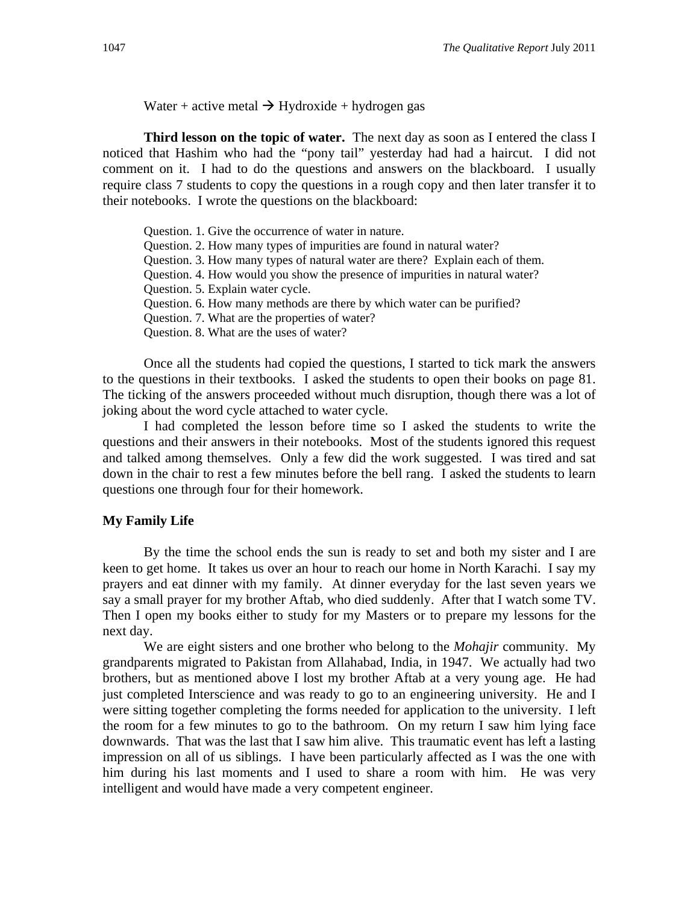Water + active metal → Hydroxide + hydrogen gas

**Third lesson on the topic of water.** The next day as soon as I entered the class I noticed that Hashim who had the "pony tail" yesterday had had a haircut. I did not comment on it. I had to do the questions and answers on the blackboard. I usually require class 7 students to copy the questions in a rough copy and then later transfer it to their notebooks. I wrote the questions on the blackboard:

> Question. 1. Give the occurrence of water in nature.
> Question. 2. How many types of impurities are found in natural water?
> Question. 3. How many types of natural water are there? Explain each of them.
> Question. 4. How would you show the presence of impurities in natural water?
> Question. 5. Explain water cycle.
> Question. 6. How many methods are there by which water can be purified?
> Question. 7. What are the properties of water?
> Question. 8. What are the uses of water?

Once all the students had copied the questions, I started to tick mark the answers to the questions in their textbooks. I asked the students to open their books on page 81. The ticking of the answers proceeded without much disruption, though there was a lot of joking about the word cycle attached to water cycle.

I had completed the lesson before time so I asked the students to write the questions and their answers in their notebooks. Most of the students ignored this request and talked among themselves. Only a few did the work suggested. I was tired and sat down in the chair to rest a few minutes before the bell rang. I asked the students to learn questions one through four for their homework.

### My Family Life

By the time the school ends the sun is ready to set and both my sister and I are keen to get home. It takes us over an hour to reach our home in North Karachi. I say my prayers and eat dinner with my family. At dinner everyday for the last seven years we say a small prayer for my brother Aftab, who died suddenly. After that I watch some TV. Then I open my books either to study for my Masters or to prepare my lessons for the next day.

We are eight sisters and one brother who belong to the *Mohajir* community. My grandparents migrated to Pakistan from Allahabad, India, in 1947. We actually had two brothers, but as mentioned above I lost my brother Aftab at a very young age. He had just completed Interscience and was ready to go to an engineering university. He and I were sitting together completing the forms needed for application to the university. I left the room for a few minutes to go to the bathroom. On my return I saw him lying face downwards. That was the last that I saw him alive. This traumatic event has left a lasting impression on all of us siblings. I have been particularly affected as I was the one with him during his last moments and I used to share a room with him. He was very intelligent and would have made a very competent engineer.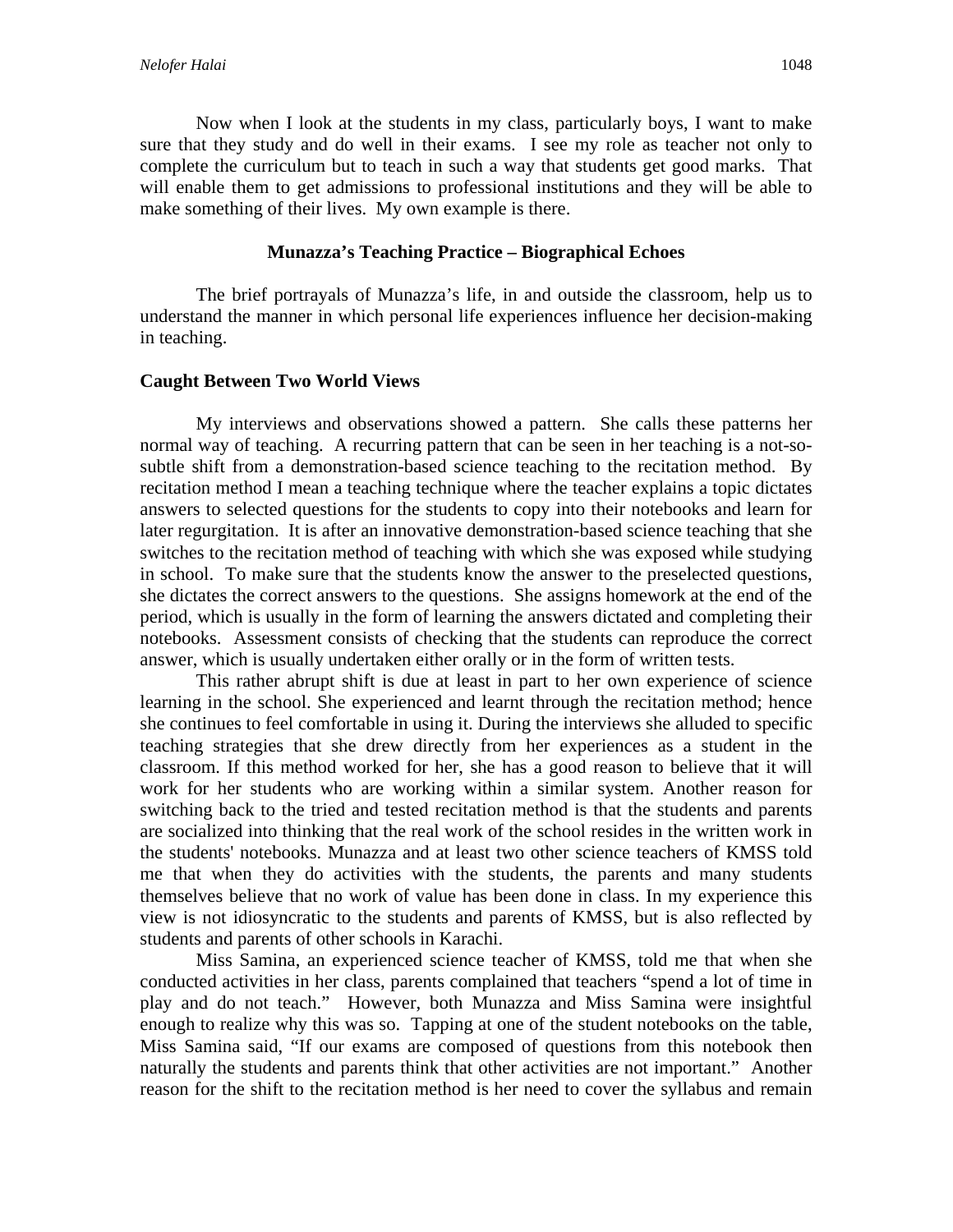Now when I look at the students in my class, particularly boys, I want to make sure that they study and do well in their exams. I see my role as teacher not only to complete the curriculum but to teach in such a way that students get good marks. That will enable them to get admissions to professional institutions and they will be able to make something of their lives. My own example is there.

## Munazza's Teaching Practice – Biographical Echoes

The brief portrayals of Munazza's life, in and outside the classroom, help us to understand the manner in which personal life experiences influence her decision-making in teaching.

### Caught Between Two World Views

My interviews and observations showed a pattern. She calls these patterns her normal way of teaching. A recurring pattern that can be seen in her teaching is a not-so-subtle shift from a demonstration-based science teaching to the recitation method. By recitation method I mean a teaching technique where the teacher explains a topic dictates answers to selected questions for the students to copy into their notebooks and learn for later regurgitation. It is after an innovative demonstration-based science teaching that she switches to the recitation method of teaching with which she was exposed while studying in school. To make sure that the students know the answer to the preselected questions, she dictates the correct answers to the questions. She assigns homework at the end of the period, which is usually in the form of learning the answers dictated and completing their notebooks. Assessment consists of checking that the students can reproduce the correct answer, which is usually undertaken either orally or in the form of written tests.

This rather abrupt shift is due at least in part to her own experience of science learning in the school. She experienced and learnt through the recitation method; hence she continues to feel comfortable in using it. During the interviews she alluded to specific teaching strategies that she drew directly from her experiences as a student in the classroom. If this method worked for her, she has a good reason to believe that it will work for her students who are working within a similar system. Another reason for switching back to the tried and tested recitation method is that the students and parents are socialized into thinking that the real work of the school resides in the written work in the students' notebooks. Munazza and at least two other science teachers of KMSS told me that when they do activities with the students, the parents and many students themselves believe that no work of value has been done in class. In my experience this view is not idiosyncratic to the students and parents of KMSS, but is also reflected by students and parents of other schools in Karachi.

Miss Samina, an experienced science teacher of KMSS, told me that when she conducted activities in her class, parents complained that teachers "spend a lot of time in play and do not teach." However, both Munazza and Miss Samina were insightful enough to realize why this was so. Tapping at one of the student notebooks on the table, Miss Samina said, "If our exams are composed of questions from this notebook then naturally the students and parents think that other activities are not important." Another reason for the shift to the recitation method is her need to cover the syllabus and remain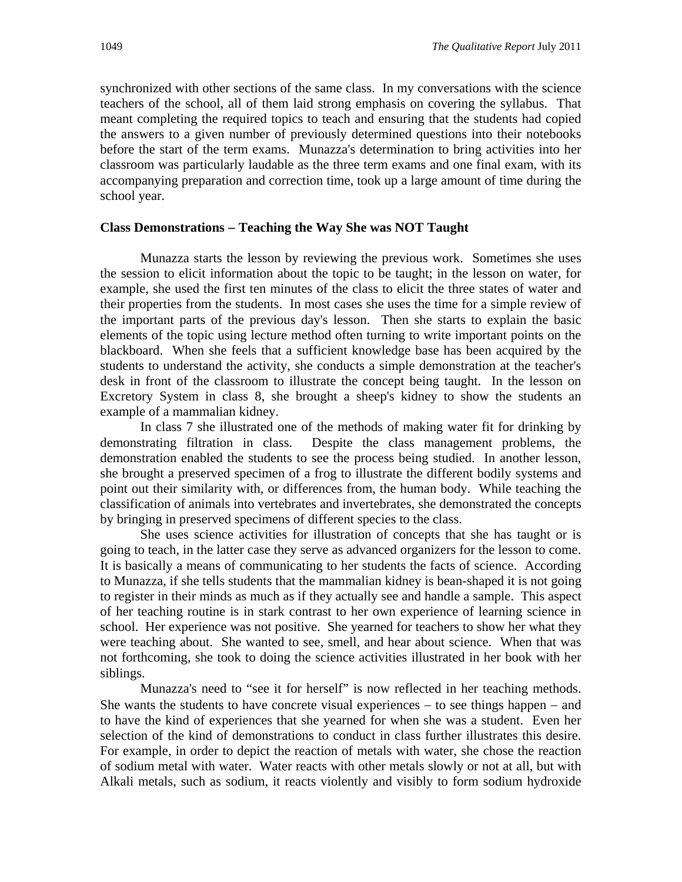synchronized with other sections of the same class. In my conversations with the science teachers of the school, all of them laid strong emphasis on covering the syllabus. That meant completing the required topics to teach and ensuring that the students had copied the answers to a given number of previously determined questions into their notebooks before the start of the term exams. Munazza's determination to bring activities into her classroom was particularly laudable as the three term exams and one final exam, with its accompanying preparation and correction time, took up a large amount of time during the school year.

### Class Demonstrations – Teaching the Way She was NOT Taught

Munazza starts the lesson by reviewing the previous work. Sometimes she uses the session to elicit information about the topic to be taught; in the lesson on water, for example, she used the first ten minutes of the class to elicit the three states of water and their properties from the students. In most cases she uses the time for a simple review of the important parts of the previous day's lesson. Then she starts to explain the basic elements of the topic using lecture method often turning to write important points on the blackboard. When she feels that a sufficient knowledge base has been acquired by the students to understand the activity, she conducts a simple demonstration at the teacher's desk in front of the classroom to illustrate the concept being taught. In the lesson on Excretory System in class 8, she brought a sheep's kidney to show the students an example of a mammalian kidney.

In class 7 she illustrated one of the methods of making water fit for drinking by demonstrating filtration in class. Despite the class management problems, the demonstration enabled the students to see the process being studied. In another lesson, she brought a preserved specimen of a frog to illustrate the different bodily systems and point out their similarity with, or differences from, the human body. While teaching the classification of animals into vertebrates and invertebrates, she demonstrated the concepts by bringing in preserved specimens of different species to the class.

She uses science activities for illustration of concepts that she has taught or is going to teach, in the latter case they serve as advanced organizers for the lesson to come. It is basically a means of communicating to her students the facts of science. According to Munazza, if she tells students that the mammalian kidney is bean-shaped it is not going to register in their minds as much as if they actually see and handle a sample. This aspect of her teaching routine is in stark contrast to her own experience of learning science in school. Her experience was not positive. She yearned for teachers to show her what they were teaching about. She wanted to see, smell, and hear about science. When that was not forthcoming, she took to doing the science activities illustrated in her book with her siblings.

Munazza's need to "see it for herself" is now reflected in her teaching methods. She wants the students to have concrete visual experiences – to see things happen – and to have the kind of experiences that she yearned for when she was a student. Even her selection of the kind of demonstrations to conduct in class further illustrates this desire. For example, in order to depict the reaction of metals with water, she chose the reaction of sodium metal with water. Water reacts with other metals slowly or not at all, but with Alkali metals, such as sodium, it reacts violently and visibly to form sodium hydroxide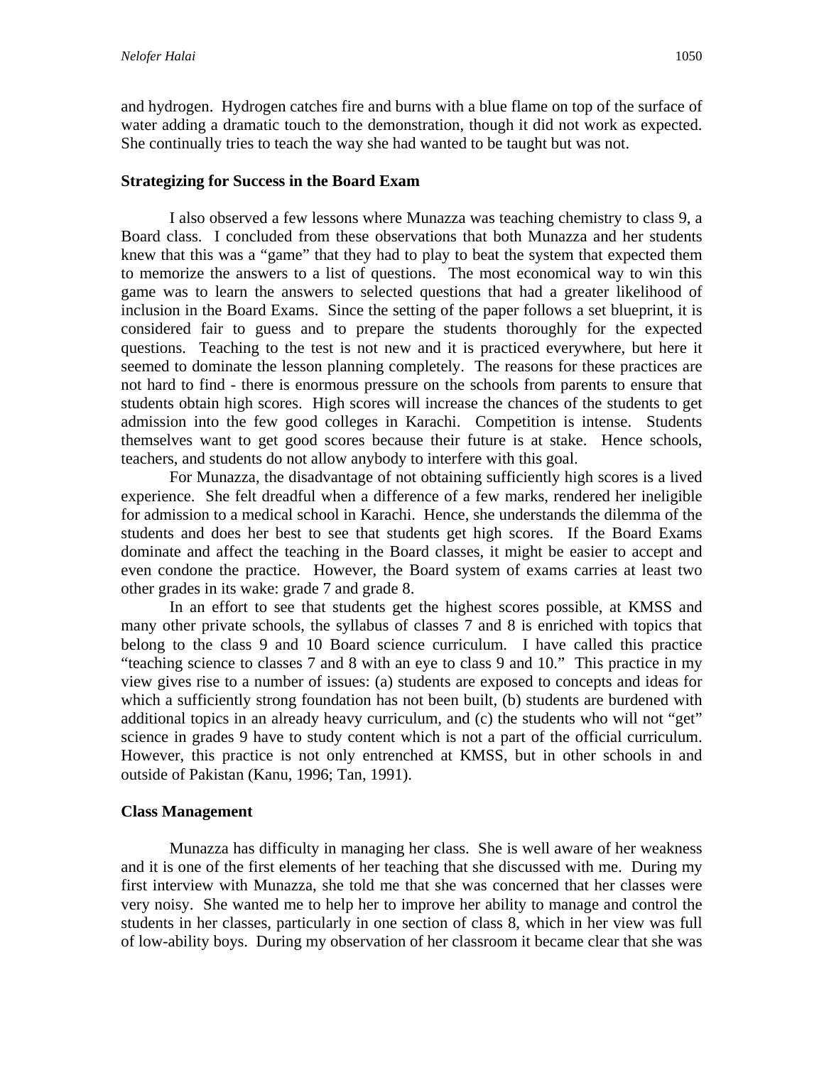and hydrogen. Hydrogen catches fire and burns with a blue flame on top of the surface of water adding a dramatic touch to the demonstration, though it did not work as expected. She continually tries to teach the way she had wanted to be taught but was not.

### Strategizing for Success in the Board Exam

I also observed a few lessons where Munazza was teaching chemistry to class 9, a Board class. I concluded from these observations that both Munazza and her students knew that this was a "game" that they had to play to beat the system that expected them to memorize the answers to a list of questions. The most economical way to win this game was to learn the answers to selected questions that had a greater likelihood of inclusion in the Board Exams. Since the setting of the paper follows a set blueprint, it is considered fair to guess and to prepare the students thoroughly for the expected questions. Teaching to the test is not new and it is practiced everywhere, but here it seemed to dominate the lesson planning completely. The reasons for these practices are not hard to find - there is enormous pressure on the schools from parents to ensure that students obtain high scores. High scores will increase the chances of the students to get admission into the few good colleges in Karachi. Competition is intense. Students themselves want to get good scores because their future is at stake. Hence schools, teachers, and students do not allow anybody to interfere with this goal.

For Munazza, the disadvantage of not obtaining sufficiently high scores is a lived experience. She felt dreadful when a difference of a few marks, rendered her ineligible for admission to a medical school in Karachi. Hence, she understands the dilemma of the students and does her best to see that students get high scores. If the Board Exams dominate and affect the teaching in the Board classes, it might be easier to accept and even condone the practice. However, the Board system of exams carries at least two other grades in its wake: grade 7 and grade 8.

In an effort to see that students get the highest scores possible, at KMSS and many other private schools, the syllabus of classes 7 and 8 is enriched with topics that belong to the class 9 and 10 Board science curriculum. I have called this practice "teaching science to classes 7 and 8 with an eye to class 9 and 10." This practice in my view gives rise to a number of issues: (a) students are exposed to concepts and ideas for which a sufficiently strong foundation has not been built, (b) students are burdened with additional topics in an already heavy curriculum, and (c) the students who will not "get" science in grades 9 have to study content which is not a part of the official curriculum. However, this practice is not only entrenched at KMSS, but in other schools in and outside of Pakistan (Kanu, 1996; Tan, 1991).

### Class Management

Munazza has difficulty in managing her class. She is well aware of her weakness and it is one of the first elements of her teaching that she discussed with me. During my first interview with Munazza, she told me that she was concerned that her classes were very noisy. She wanted me to help her to improve her ability to manage and control the students in her classes, particularly in one section of class 8, which in her view was full of low-ability boys. During my observation of her classroom it became clear that she was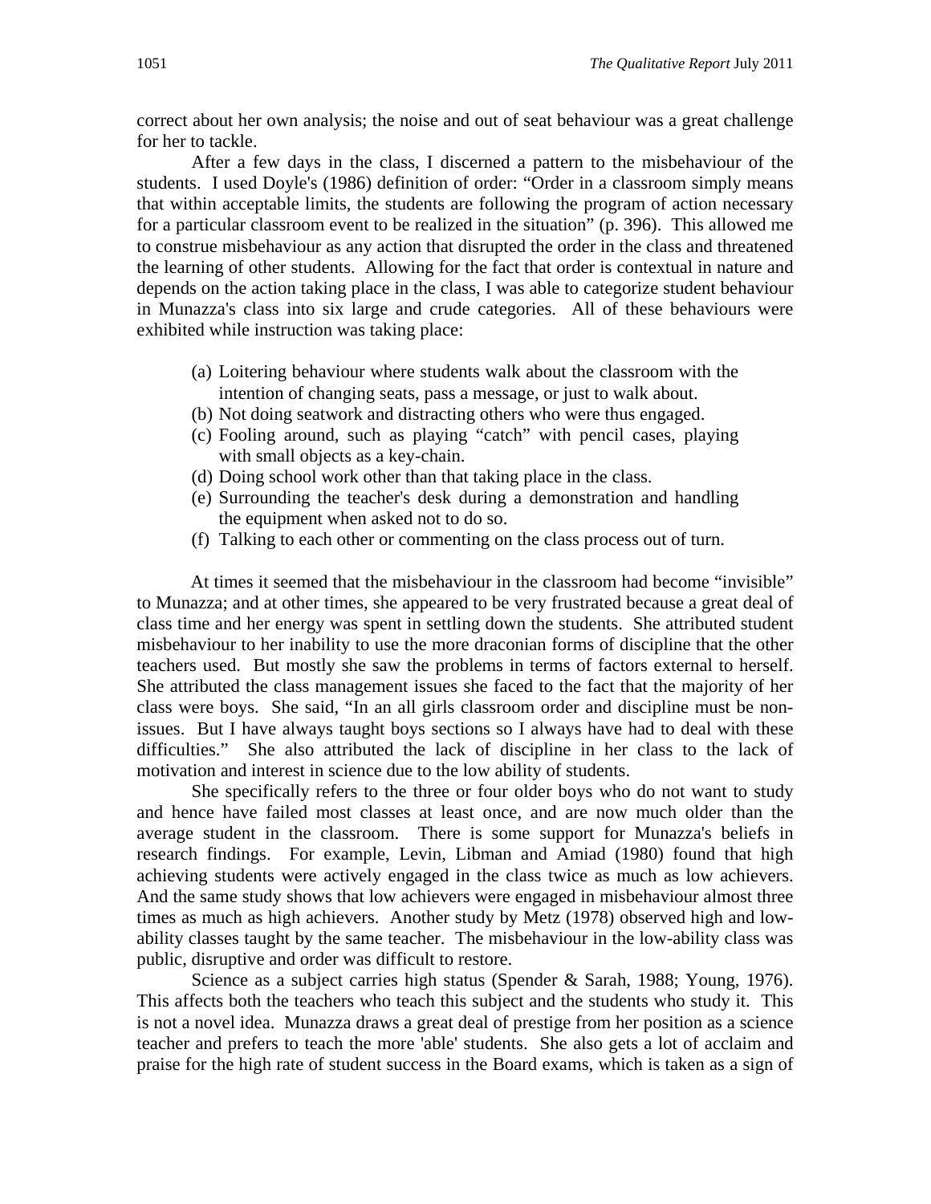correct about her own analysis; the noise and out of seat behaviour was a great challenge for her to tackle.

After a few days in the class, I discerned a pattern to the misbehaviour of the students. I used Doyle's (1986) definition of order: "Order in a classroom simply means that within acceptable limits, the students are following the program of action necessary for a particular classroom event to be realized in the situation" (p. 396). This allowed me to construe misbehaviour as any action that disrupted the order in the class and threatened the learning of other students. Allowing for the fact that order is contextual in nature and depends on the action taking place in the class, I was able to categorize student behaviour in Munazza's class into six large and crude categories. All of these behaviours were exhibited while instruction was taking place:

(a) Loitering behaviour where students walk about the classroom with the intention of changing seats, pass a message, or just to walk about.
(b) Not doing seatwork and distracting others who were thus engaged.
(c) Fooling around, such as playing "catch" with pencil cases, playing with small objects as a key-chain.
(d) Doing school work other than that taking place in the class.
(e) Surrounding the teacher's desk during a demonstration and handling the equipment when asked not to do so.
(f) Talking to each other or commenting on the class process out of turn.

At times it seemed that the misbehaviour in the classroom had become "invisible" to Munazza; and at other times, she appeared to be very frustrated because a great deal of class time and her energy was spent in settling down the students. She attributed student misbehaviour to her inability to use the more draconian forms of discipline that the other teachers used. But mostly she saw the problems in terms of factors external to herself. She attributed the class management issues she faced to the fact that the majority of her class were boys. She said, "In an all girls classroom order and discipline must be non-issues. But I have always taught boys sections so I always have had to deal with these difficulties." She also attributed the lack of discipline in her class to the lack of motivation and interest in science due to the low ability of students.

She specifically refers to the three or four older boys who do not want to study and hence have failed most classes at least once, and are now much older than the average student in the classroom. There is some support for Munazza's beliefs in research findings. For example, Levin, Libman and Amiad (1980) found that high achieving students were actively engaged in the class twice as much as low achievers. And the same study shows that low achievers were engaged in misbehaviour almost three times as much as high achievers. Another study by Metz (1978) observed high and low-ability classes taught by the same teacher. The misbehaviour in the low-ability class was public, disruptive and order was difficult to restore.

Science as a subject carries high status (Spender & Sarah, 1988; Young, 1976). This affects both the teachers who teach this subject and the students who study it. This is not a novel idea. Munazza draws a great deal of prestige from her position as a science teacher and prefers to teach the more 'able' students. She also gets a lot of acclaim and praise for the high rate of student success in the Board exams, which is taken as a sign of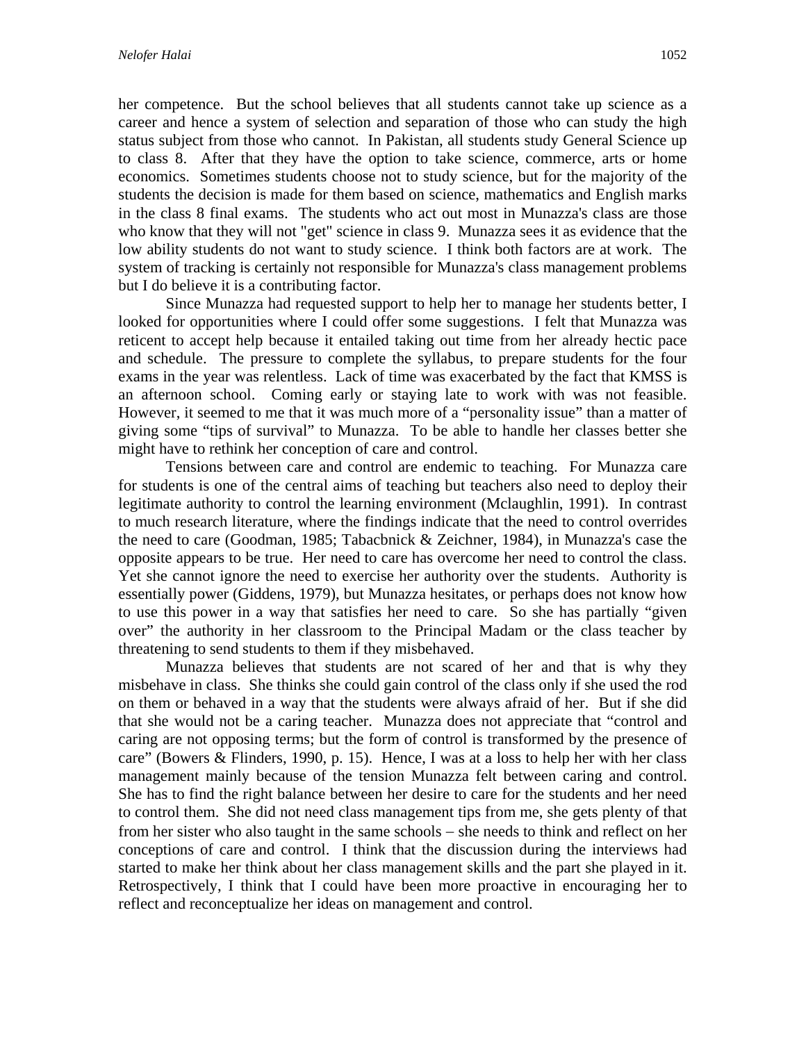her competence. But the school believes that all students cannot take up science as a career and hence a system of selection and separation of those who can study the high status subject from those who cannot. In Pakistan, all students study General Science up to class 8. After that they have the option to take science, commerce, arts or home economics. Sometimes students choose not to study science, but for the majority of the students the decision is made for them based on science, mathematics and English marks in the class 8 final exams. The students who act out most in Munazza's class are those who know that they will not "get" science in class 9. Munazza sees it as evidence that the low ability students do not want to study science. I think both factors are at work. The system of tracking is certainly not responsible for Munazza's class management problems but I do believe it is a contributing factor.

Since Munazza had requested support to help her to manage her students better, I looked for opportunities where I could offer some suggestions. I felt that Munazza was reticent to accept help because it entailed taking out time from her already hectic pace and schedule. The pressure to complete the syllabus, to prepare students for the four exams in the year was relentless. Lack of time was exacerbated by the fact that KMSS is an afternoon school. Coming early or staying late to work with was not feasible. However, it seemed to me that it was much more of a "personality issue" than a matter of giving some "tips of survival" to Munazza. To be able to handle her classes better she might have to rethink her conception of care and control.

Tensions between care and control are endemic to teaching. For Munazza care for students is one of the central aims of teaching but teachers also need to deploy their legitimate authority to control the learning environment (Mclaughlin, 1991). In contrast to much research literature, where the findings indicate that the need to control overrides the need to care (Goodman, 1985; Tabacbnick & Zeichner, 1984), in Munazza's case the opposite appears to be true. Her need to care has overcome her need to control the class. Yet she cannot ignore the need to exercise her authority over the students. Authority is essentially power (Giddens, 1979), but Munazza hesitates, or perhaps does not know how to use this power in a way that satisfies her need to care. So she has partially "given over" the authority in her classroom to the Principal Madam or the class teacher by threatening to send students to them if they misbehaved.

Munazza believes that students are not scared of her and that is why they misbehave in class. She thinks she could gain control of the class only if she used the rod on them or behaved in a way that the students were always afraid of her. But if she did that she would not be a caring teacher. Munazza does not appreciate that "control and caring are not opposing terms; but the form of control is transformed by the presence of care" (Bowers & Flinders, 1990, p. 15). Hence, I was at a loss to help her with her class management mainly because of the tension Munazza felt between caring and control. She has to find the right balance between her desire to care for the students and her need to control them. She did not need class management tips from me, she gets plenty of that from her sister who also taught in the same schools – she needs to think and reflect on her conceptions of care and control. I think that the discussion during the interviews had started to make her think about her class management skills and the part she played in it. Retrospectively, I think that I could have been more proactive in encouraging her to reflect and reconceptualize her ideas on management and control.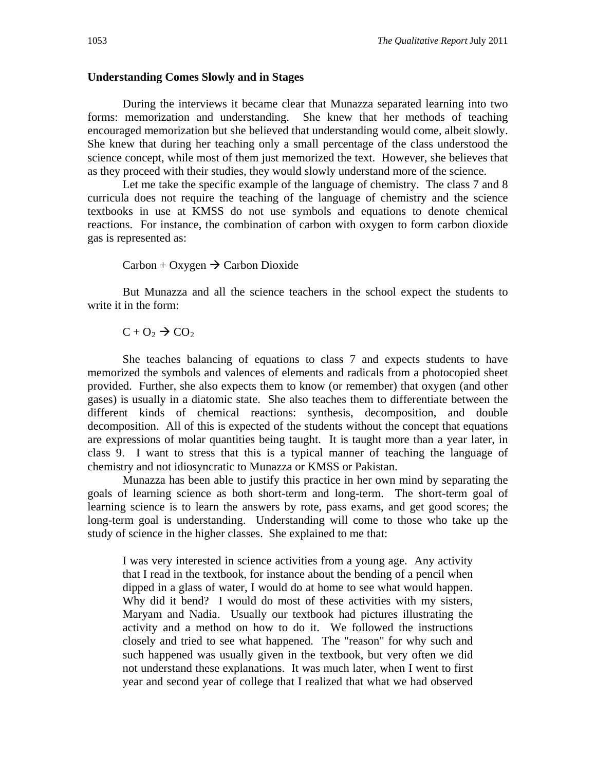**Understanding Comes Slowly and in Stages**

During the interviews it became clear that Munazza separated learning into two forms: memorization and understanding. She knew that her methods of teaching encouraged memorization but she believed that understanding would come, albeit slowly. She knew that during her teaching only a small percentage of the class understood the science concept, while most of them just memorized the text. However, she believes that as they proceed with their studies, they would slowly understand more of the science.

Let me take the specific example of the language of chemistry. The class 7 and 8 curricula does not require the teaching of the language of chemistry and the science textbooks in use at KMSS do not use symbols and equations to denote chemical reactions. For instance, the combination of carbon with oxygen to form carbon dioxide gas is represented as:

Carbon + Oxygen → Carbon Dioxide

But Munazza and all the science teachers in the school expect the students to write it in the form:

$C + O_2 \rightarrow CO_2$

She teaches balancing of equations to class 7 and expects students to have memorized the symbols and valences of elements and radicals from a photocopied sheet provided. Further, she also expects them to know (or remember) that oxygen (and other gases) is usually in a diatomic state. She also teaches them to differentiate between the different kinds of chemical reactions: synthesis, decomposition, and double decomposition. All of this is expected of the students without the concept that equations are expressions of molar quantities being taught. It is taught more than a year later, in class 9. I want to stress that this is a typical manner of teaching the language of chemistry and not idiosyncratic to Munazza or KMSS or Pakistan.

Munazza has been able to justify this practice in her own mind by separating the goals of learning science as both short-term and long-term. The short-term goal of learning science is to learn the answers by rote, pass exams, and get good scores; the long-term goal is understanding. Understanding will come to those who take up the study of science in the higher classes. She explained to me that:

> I was very interested in science activities from a young age. Any activity that I read in the textbook, for instance about the bending of a pencil when dipped in a glass of water, I would do at home to see what would happen. Why did it bend? I would do most of these activities with my sisters, Maryam and Nadia. Usually our textbook had pictures illustrating the activity and a method on how to do it. We followed the instructions closely and tried to see what happened. The "reason" for why such and such happened was usually given in the textbook, but very often we did not understand these explanations. It was much later, when I went to first year and second year of college that I realized that what we had observed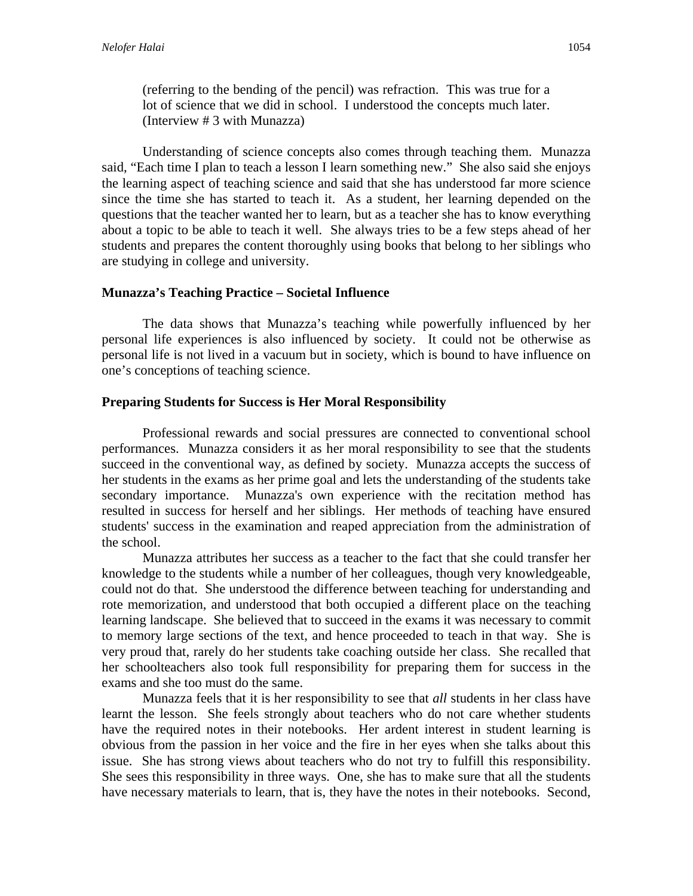> (referring to the bending of the pencil) was refraction. This was true for a lot of science that we did in school. I understood the concepts much later. (Interview # 3 with Munazza)

Understanding of science concepts also comes through teaching them. Munazza said, "Each time I plan to teach a lesson I learn something new." She also said she enjoys the learning aspect of teaching science and said that she has understood far more science since the time she has started to teach it. As a student, her learning depended on the questions that the teacher wanted her to learn, but as a teacher she has to know everything about a topic to be able to teach it well. She always tries to be a few steps ahead of her students and prepares the content thoroughly using books that belong to her siblings who are studying in college and university.

**Munazza's Teaching Practice – Societal Influence**

The data shows that Munazza's teaching while powerfully influenced by her personal life experiences is also influenced by society. It could not be otherwise as personal life is not lived in a vacuum but in society, which is bound to have influence on one's conceptions of teaching science.

**Preparing Students for Success is Her Moral Responsibility**

Professional rewards and social pressures are connected to conventional school performances. Munazza considers it as her moral responsibility to see that the students succeed in the conventional way, as defined by society. Munazza accepts the success of her students in the exams as her prime goal and lets the understanding of the students take secondary importance. Munazza's own experience with the recitation method has resulted in success for herself and her siblings. Her methods of teaching have ensured students' success in the examination and reaped appreciation from the administration of the school.

Munazza attributes her success as a teacher to the fact that she could transfer her knowledge to the students while a number of her colleagues, though very knowledgeable, could not do that. She understood the difference between teaching for understanding and rote memorization, and understood that both occupied a different place on the teaching learning landscape. She believed that to succeed in the exams it was necessary to commit to memory large sections of the text, and hence proceeded to teach in that way. She is very proud that, rarely do her students take coaching outside her class. She recalled that her schoolteachers also took full responsibility for preparing them for success in the exams and she too must do the same.

Munazza feels that it is her responsibility to see that *all* students in her class have learnt the lesson. She feels strongly about teachers who do not care whether students have the required notes in their notebooks. Her ardent interest in student learning is obvious from the passion in her voice and the fire in her eyes when she talks about this issue. She has strong views about teachers who do not try to fulfill this responsibility. She sees this responsibility in three ways. One, she has to make sure that all the students have necessary materials to learn, that is, they have the notes in their notebooks. Second,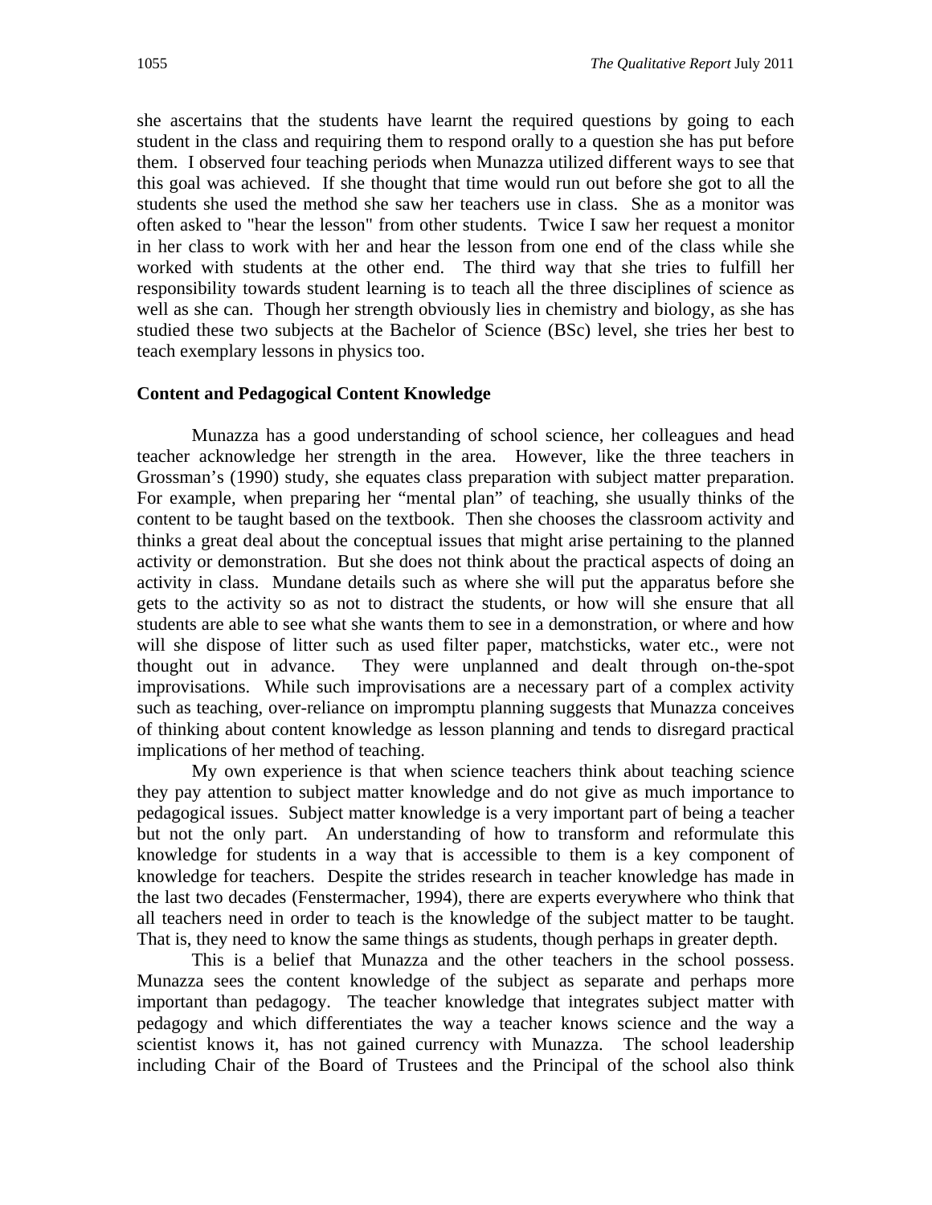she ascertains that the students have learnt the required questions by going to each student in the class and requiring them to respond orally to a question she has put before them. I observed four teaching periods when Munazza utilized different ways to see that this goal was achieved. If she thought that time would run out before she got to all the students she used the method she saw her teachers use in class. She as a monitor was often asked to "hear the lesson" from other students. Twice I saw her request a monitor in her class to work with her and hear the lesson from one end of the class while she worked with students at the other end. The third way that she tries to fulfill her responsibility towards student learning is to teach all the three disciplines of science as well as she can. Though her strength obviously lies in chemistry and biology, as she has studied these two subjects at the Bachelor of Science (BSc) level, she tries her best to teach exemplary lessons in physics too.

**Content and Pedagogical Content Knowledge**

Munazza has a good understanding of school science, her colleagues and head teacher acknowledge her strength in the area. However, like the three teachers in Grossman's (1990) study, she equates class preparation with subject matter preparation. For example, when preparing her "mental plan" of teaching, she usually thinks of the content to be taught based on the textbook. Then she chooses the classroom activity and thinks a great deal about the conceptual issues that might arise pertaining to the planned activity or demonstration. But she does not think about the practical aspects of doing an activity in class. Mundane details such as where she will put the apparatus before she gets to the activity so as not to distract the students, or how will she ensure that all students are able to see what she wants them to see in a demonstration, or where and how will she dispose of litter such as used filter paper, matchsticks, water etc., were not thought out in advance. They were unplanned and dealt through on-the-spot improvisations. While such improvisations are a necessary part of a complex activity such as teaching, over-reliance on impromptu planning suggests that Munazza conceives of thinking about content knowledge as lesson planning and tends to disregard practical implications of her method of teaching.

My own experience is that when science teachers think about teaching science they pay attention to subject matter knowledge and do not give as much importance to pedagogical issues. Subject matter knowledge is a very important part of being a teacher but not the only part. An understanding of how to transform and reformulate this knowledge for students in a way that is accessible to them is a key component of knowledge for teachers. Despite the strides research in teacher knowledge has made in the last two decades (Fenstermacher, 1994), there are experts everywhere who think that all teachers need in order to teach is the knowledge of the subject matter to be taught. That is, they need to know the same things as students, though perhaps in greater depth.

This is a belief that Munazza and the other teachers in the school possess. Munazza sees the content knowledge of the subject as separate and perhaps more important than pedagogy. The teacher knowledge that integrates subject matter with pedagogy and which differentiates the way a teacher knows science and the way a scientist knows it, has not gained currency with Munazza. The school leadership including Chair of the Board of Trustees and the Principal of the school also think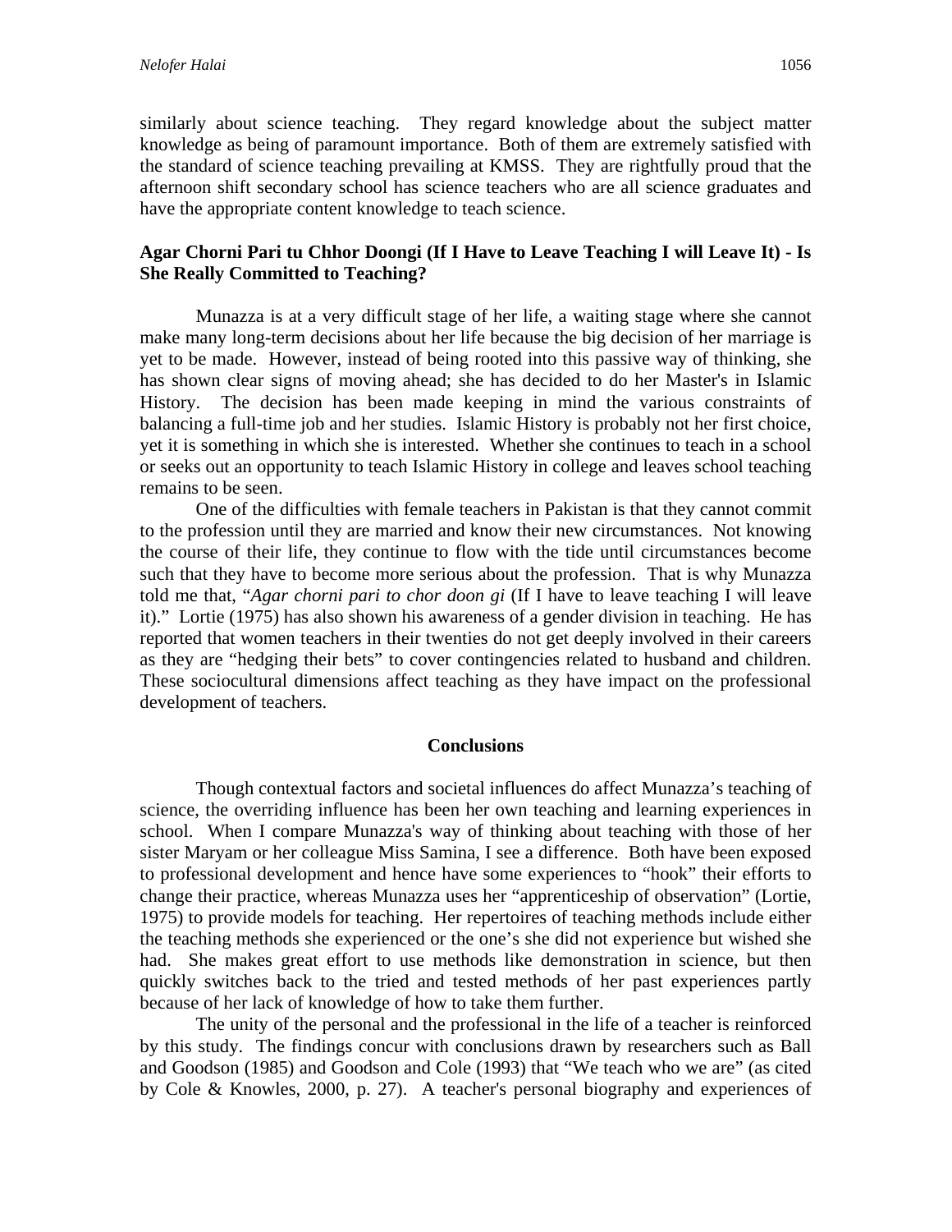similarly about science teaching. They regard knowledge about the subject matter knowledge as being of paramount importance. Both of them are extremely satisfied with the standard of science teaching prevailing at KMSS. They are rightfully proud that the afternoon shift secondary school has science teachers who are all science graduates and have the appropriate content knowledge to teach science.

### Agar Chorni Pari tu Chhor Doongi (If I Have to Leave Teaching I will Leave It) - Is She Really Committed to Teaching?

Munazza is at a very difficult stage of her life, a waiting stage where she cannot make many long-term decisions about her life because the big decision of her marriage is yet to be made. However, instead of being rooted into this passive way of thinking, she has shown clear signs of moving ahead; she has decided to do her Master's in Islamic History. The decision has been made keeping in mind the various constraints of balancing a full-time job and her studies. Islamic History is probably not her first choice, yet it is something in which she is interested. Whether she continues to teach in a school or seeks out an opportunity to teach Islamic History in college and leaves school teaching remains to be seen.

One of the difficulties with female teachers in Pakistan is that they cannot commit to the profession until they are married and know their new circumstances. Not knowing the course of their life, they continue to flow with the tide until circumstances become such that they have to become more serious about the profession. That is why Munazza told me that, "*Agar chorni pari to chor doon gi* (If I have to leave teaching I will leave it)." Lortie (1975) has also shown his awareness of a gender division in teaching. He has reported that women teachers in their twenties do not get deeply involved in their careers as they are "hedging their bets" to cover contingencies related to husband and children. These sociocultural dimensions affect teaching as they have impact on the professional development of teachers.

## Conclusions

Though contextual factors and societal influences do affect Munazza's teaching of science, the overriding influence has been her own teaching and learning experiences in school. When I compare Munazza's way of thinking about teaching with those of her sister Maryam or her colleague Miss Samina, I see a difference. Both have been exposed to professional development and hence have some experiences to "hook" their efforts to change their practice, whereas Munazza uses her "apprenticeship of observation" (Lortie, 1975) to provide models for teaching. Her repertoires of teaching methods include either the teaching methods she experienced or the one's she did not experience but wished she had. She makes great effort to use methods like demonstration in science, but then quickly switches back to the tried and tested methods of her past experiences partly because of her lack of knowledge of how to take them further.

The unity of the personal and the professional in the life of a teacher is reinforced by this study. The findings concur with conclusions drawn by researchers such as Ball and Goodson (1985) and Goodson and Cole (1993) that "We teach who we are" (as cited by Cole & Knowles, 2000, p. 27). A teacher's personal biography and experiences of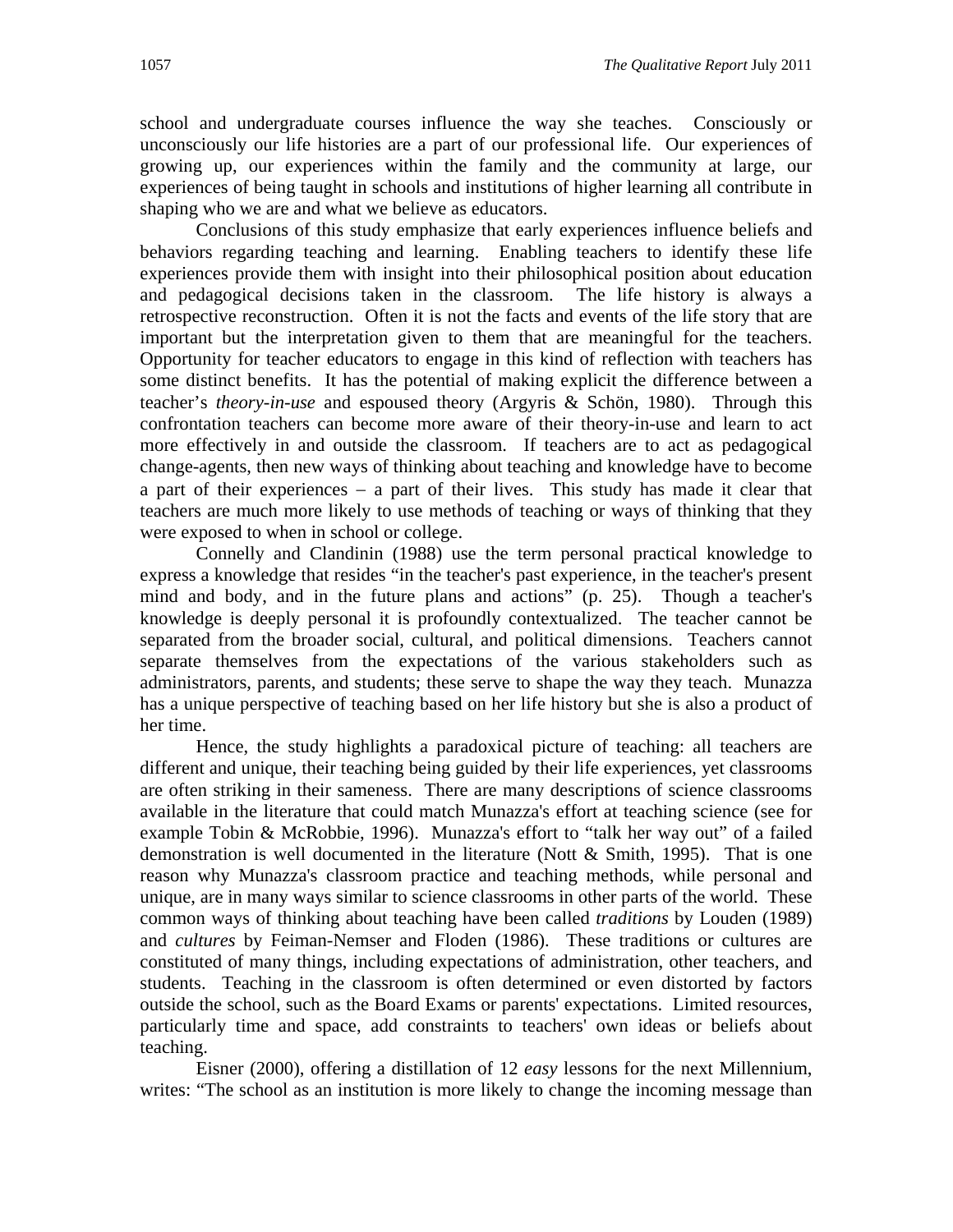school and undergraduate courses influence the way she teaches. Consciously or unconsciously our life histories are a part of our professional life. Our experiences of growing up, our experiences within the family and the community at large, our experiences of being taught in schools and institutions of higher learning all contribute in shaping who we are and what we believe as educators.

Conclusions of this study emphasize that early experiences influence beliefs and behaviors regarding teaching and learning. Enabling teachers to identify these life experiences provide them with insight into their philosophical position about education and pedagogical decisions taken in the classroom. The life history is always a retrospective reconstruction. Often it is not the facts and events of the life story that are important but the interpretation given to them that are meaningful for the teachers. Opportunity for teacher educators to engage in this kind of reflection with teachers has some distinct benefits. It has the potential of making explicit the difference between a teacher's *theory-in-use* and espoused theory (Argyris & Schön, 1980). Through this confrontation teachers can become more aware of their theory-in-use and learn to act more effectively in and outside the classroom. If teachers are to act as pedagogical change-agents, then new ways of thinking about teaching and knowledge have to become a part of their experiences – a part of their lives. This study has made it clear that teachers are much more likely to use methods of teaching or ways of thinking that they were exposed to when in school or college.

Connelly and Clandinin (1988) use the term personal practical knowledge to express a knowledge that resides "in the teacher's past experience, in the teacher's present mind and body, and in the future plans and actions" (p. 25). Though a teacher's knowledge is deeply personal it is profoundly contextualized. The teacher cannot be separated from the broader social, cultural, and political dimensions. Teachers cannot separate themselves from the expectations of the various stakeholders such as administrators, parents, and students; these serve to shape the way they teach. Munazza has a unique perspective of teaching based on her life history but she is also a product of her time.

Hence, the study highlights a paradoxical picture of teaching: all teachers are different and unique, their teaching being guided by their life experiences, yet classrooms are often striking in their sameness. There are many descriptions of science classrooms available in the literature that could match Munazza's effort at teaching science (see for example Tobin & McRobbie, 1996). Munazza's effort to "talk her way out" of a failed demonstration is well documented in the literature (Nott & Smith, 1995). That is one reason why Munazza's classroom practice and teaching methods, while personal and unique, are in many ways similar to science classrooms in other parts of the world. These common ways of thinking about teaching have been called *traditions* by Louden (1989) and *cultures* by Feiman-Nemser and Floden (1986). These traditions or cultures are constituted of many things, including expectations of administration, other teachers, and students. Teaching in the classroom is often determined or even distorted by factors outside the school, such as the Board Exams or parents' expectations. Limited resources, particularly time and space, add constraints to teachers' own ideas or beliefs about teaching.

Eisner (2000), offering a distillation of 12 *easy* lessons for the next Millennium, writes: "The school as an institution is more likely to change the incoming message than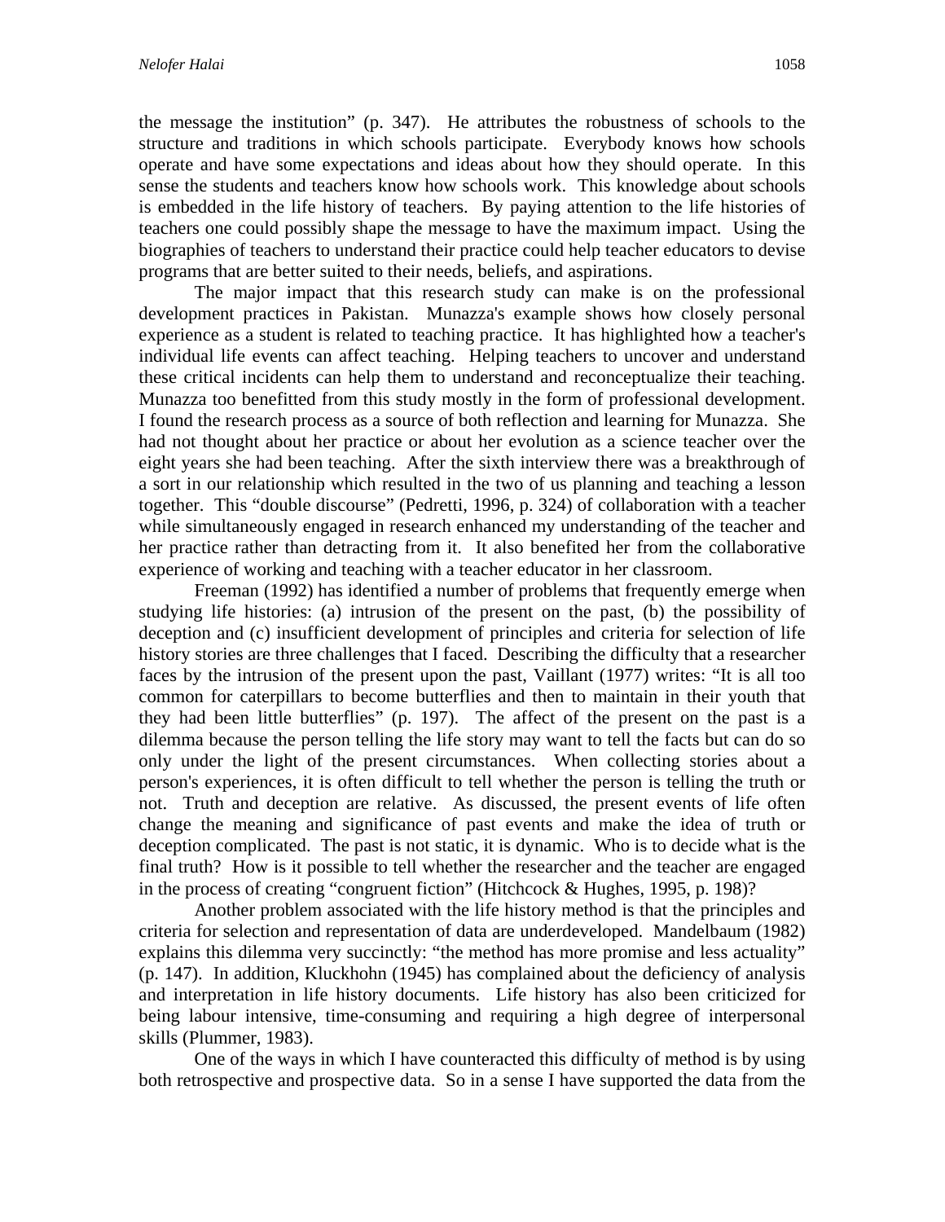the message the institution" (p. 347). He attributes the robustness of schools to the structure and traditions in which schools participate. Everybody knows how schools operate and have some expectations and ideas about how they should operate. In this sense the students and teachers know how schools work. This knowledge about schools is embedded in the life history of teachers. By paying attention to the life histories of teachers one could possibly shape the message to have the maximum impact. Using the biographies of teachers to understand their practice could help teacher educators to devise programs that are better suited to their needs, beliefs, and aspirations.

The major impact that this research study can make is on the professional development practices in Pakistan. Munazza's example shows how closely personal experience as a student is related to teaching practice. It has highlighted how a teacher's individual life events can affect teaching. Helping teachers to uncover and understand these critical incidents can help them to understand and reconceptualize their teaching. Munazza too benefitted from this study mostly in the form of professional development. I found the research process as a source of both reflection and learning for Munazza. She had not thought about her practice or about her evolution as a science teacher over the eight years she had been teaching. After the sixth interview there was a breakthrough of a sort in our relationship which resulted in the two of us planning and teaching a lesson together. This "double discourse" (Pedretti, 1996, p. 324) of collaboration with a teacher while simultaneously engaged in research enhanced my understanding of the teacher and her practice rather than detracting from it. It also benefited her from the collaborative experience of working and teaching with a teacher educator in her classroom.

Freeman (1992) has identified a number of problems that frequently emerge when studying life histories: (a) intrusion of the present on the past, (b) the possibility of deception and (c) insufficient development of principles and criteria for selection of life history stories are three challenges that I faced. Describing the difficulty that a researcher faces by the intrusion of the present upon the past, Vaillant (1977) writes: "It is all too common for caterpillars to become butterflies and then to maintain in their youth that they had been little butterflies" (p. 197). The affect of the present on the past is a dilemma because the person telling the life story may want to tell the facts but can do so only under the light of the present circumstances. When collecting stories about a person's experiences, it is often difficult to tell whether the person is telling the truth or not. Truth and deception are relative. As discussed, the present events of life often change the meaning and significance of past events and make the idea of truth or deception complicated. The past is not static, it is dynamic. Who is to decide what is the final truth? How is it possible to tell whether the researcher and the teacher are engaged in the process of creating "congruent fiction" (Hitchcock & Hughes, 1995, p. 198)?

Another problem associated with the life history method is that the principles and criteria for selection and representation of data are underdeveloped. Mandelbaum (1982) explains this dilemma very succinctly: "the method has more promise and less actuality" (p. 147). In addition, Kluckhohn (1945) has complained about the deficiency of analysis and interpretation in life history documents. Life history has also been criticized for being labour intensive, time-consuming and requiring a high degree of interpersonal skills (Plummer, 1983).

One of the ways in which I have counteracted this difficulty of method is by using both retrospective and prospective data. So in a sense I have supported the data from the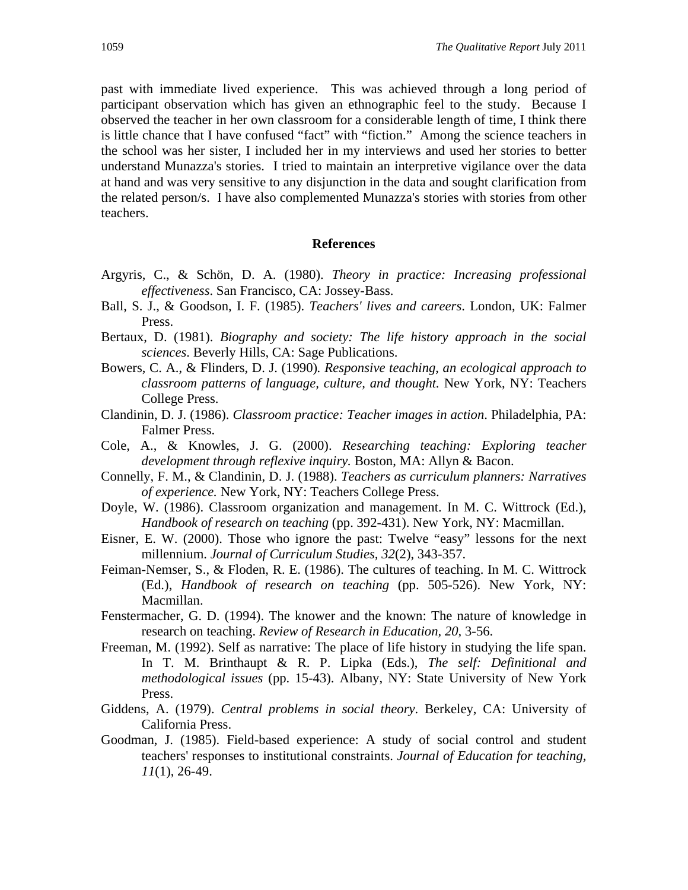past with immediate lived experience. This was achieved through a long period of participant observation which has given an ethnographic feel to the study. Because I observed the teacher in her own classroom for a considerable length of time, I think there is little chance that I have confused "fact" with "fiction." Among the science teachers in the school was her sister, I included her in my interviews and used her stories to better understand Munazza's stories. I tried to maintain an interpretive vigilance over the data at hand and was very sensitive to any disjunction in the data and sought clarification from the related person/s. I have also complemented Munazza's stories with stories from other teachers.

## References

Argyris, C., & Schön, D. A. (1980). *Theory in practice: Increasing professional effectiveness*. San Francisco, CA: Jossey-Bass.

Ball, S. J., & Goodson, I. F. (1985). *Teachers' lives and careers*. London, UK: Falmer Press.

Bertaux, D. (1981). *Biography and society: The life history approach in the social sciences*. Beverly Hills, CA: Sage Publications.

Bowers, C. A., & Flinders, D. J. (1990). *Responsive teaching, an ecological approach to classroom patterns of language, culture, and thought*. New York, NY: Teachers College Press.

Clandinin, D. J. (1986). *Classroom practice: Teacher images in action*. Philadelphia, PA: Falmer Press.

Cole, A., & Knowles, J. G. (2000). *Researching teaching: Exploring teacher development through reflexive inquiry*. Boston, MA: Allyn & Bacon.

Connelly, F. M., & Clandinin, D. J. (1988). *Teachers as curriculum planners: Narratives of experience*. New York, NY: Teachers College Press.

Doyle, W. (1986). Classroom organization and management. In M. C. Wittrock (Ed.), *Handbook of research on teaching* (pp. 392-431). New York, NY: Macmillan.

Eisner, E. W. (2000). Those who ignore the past: Twelve "easy" lessons for the next millennium. *Journal of Curriculum Studies, 32*(2), 343-357.

Feiman-Nemser, S., & Floden, R. E. (1986). The cultures of teaching. In M. C. Wittrock (Ed.), *Handbook of research on teaching* (pp. 505-526). New York, NY: Macmillan.

Fenstermacher, G. D. (1994). The knower and the known: The nature of knowledge in research on teaching. *Review of Research in Education, 20,* 3-56.

Freeman, M. (1992). Self as narrative: The place of life history in studying the life span. In T. M. Brinthaupt & R. P. Lipka (Eds.), *The self: Definitional and methodological issues* (pp. 15-43). Albany, NY: State University of New York Press.

Giddens, A. (1979). *Central problems in social theory*. Berkeley, CA: University of California Press.

Goodman, J. (1985). Field-based experience: A study of social control and student teachers' responses to institutional constraints. *Journal of Education for teaching, 11*(1), 26-49.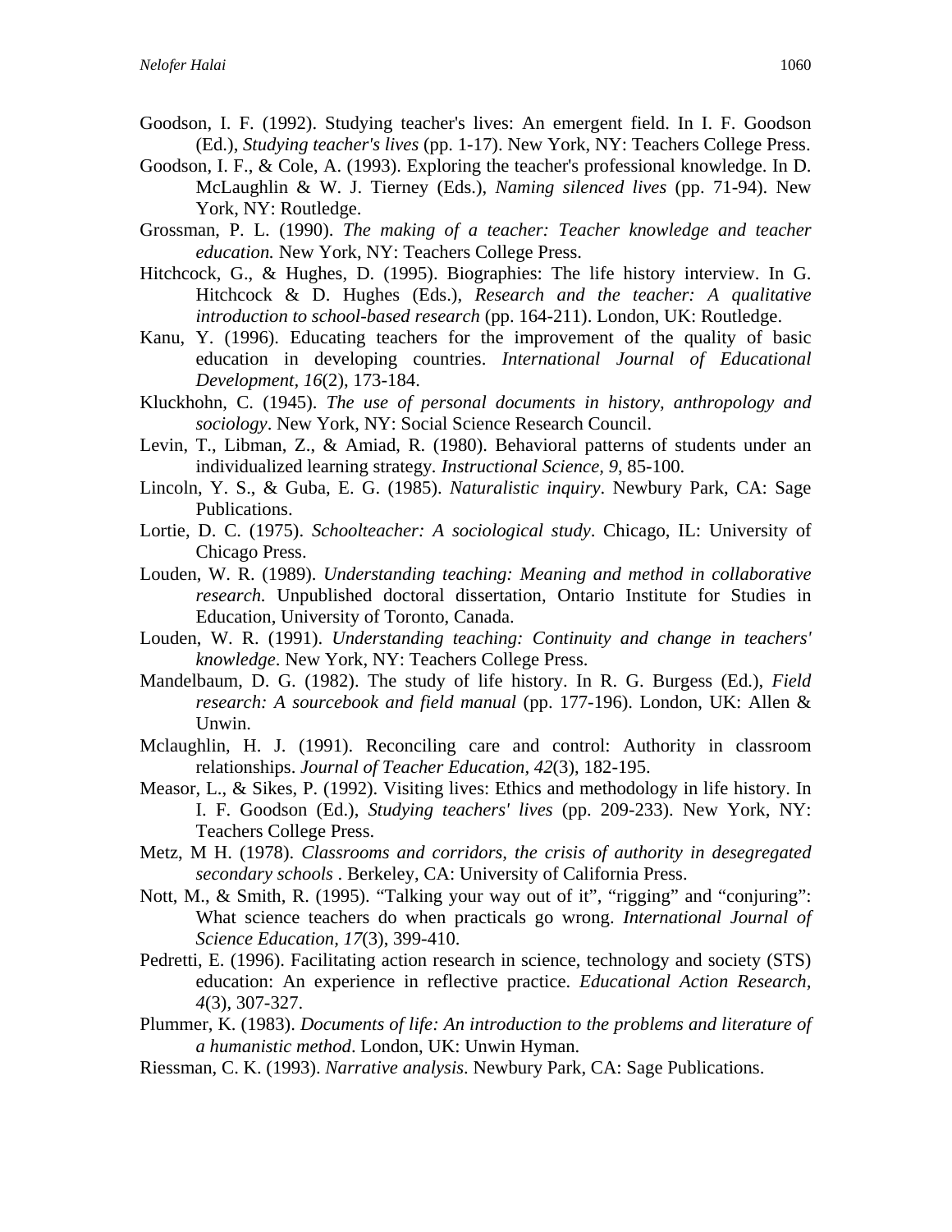Goodson, I. F. (1992). Studying teacher's lives: An emergent field. In I. F. Goodson (Ed.), *Studying teacher's lives* (pp. 1-17). New York, NY: Teachers College Press.

Goodson, I. F., & Cole, A. (1993). Exploring the teacher's professional knowledge. In D. McLaughlin & W. J. Tierney (Eds.), *Naming silenced lives* (pp. 71-94). New York, NY: Routledge.

Grossman, P. L. (1990). *The making of a teacher: Teacher knowledge and teacher education.* New York, NY: Teachers College Press.

Hitchcock, G., & Hughes, D. (1995). Biographies: The life history interview. In G. Hitchcock & D. Hughes (Eds.), *Research and the teacher: A qualitative introduction to school-based research* (pp. 164-211). London, UK: Routledge.

Kanu, Y. (1996). Educating teachers for the improvement of the quality of basic education in developing countries. *International Journal of Educational Development, 16*(2), 173-184.

Kluckhohn, C. (1945). *The use of personal documents in history, anthropology and sociology*. New York, NY: Social Science Research Council.

Levin, T., Libman, Z., & Amiad, R. (1980). Behavioral patterns of students under an individualized learning strategy. *Instructional Science, 9*, 85-100.

Lincoln, Y. S., & Guba, E. G. (1985). *Naturalistic inquiry*. Newbury Park, CA: Sage Publications.

Lortie, D. C. (1975). *Schoolteacher: A sociological study*. Chicago, IL: University of Chicago Press.

Louden, W. R. (1989). *Understanding teaching: Meaning and method in collaborative research.* Unpublished doctoral dissertation, Ontario Institute for Studies in Education, University of Toronto, Canada.

Louden, W. R. (1991). *Understanding teaching: Continuity and change in teachers' knowledge*. New York, NY: Teachers College Press.

Mandelbaum, D. G. (1982). The study of life history. In R. G. Burgess (Ed.), *Field research: A sourcebook and field manual* (pp. 177-196). London, UK: Allen & Unwin.

Mclaughlin, H. J. (1991). Reconciling care and control: Authority in classroom relationships. *Journal of Teacher Education, 42*(3), 182-195.

Measor, L., & Sikes, P. (1992). Visiting lives: Ethics and methodology in life history. In I. F. Goodson (Ed.), *Studying teachers' lives* (pp. 209-233). New York, NY: Teachers College Press.

Metz, M H. (1978). *Classrooms and corridors, the crisis of authority in desegregated secondary schools* . Berkeley, CA: University of California Press.

Nott, M., & Smith, R. (1995). "Talking your way out of it", "rigging" and "conjuring": What science teachers do when practicals go wrong. *International Journal of Science Education, 17*(3), 399-410.

Pedretti, E. (1996). Facilitating action research in science, technology and society (STS) education: An experience in reflective practice. *Educational Action Research, 4*(3), 307-327.

Plummer, K. (1983). *Documents of life: An introduction to the problems and literature of a humanistic method*. London, UK: Unwin Hyman.

Riessman, C. K. (1993). *Narrative analysis*. Newbury Park, CA: Sage Publications.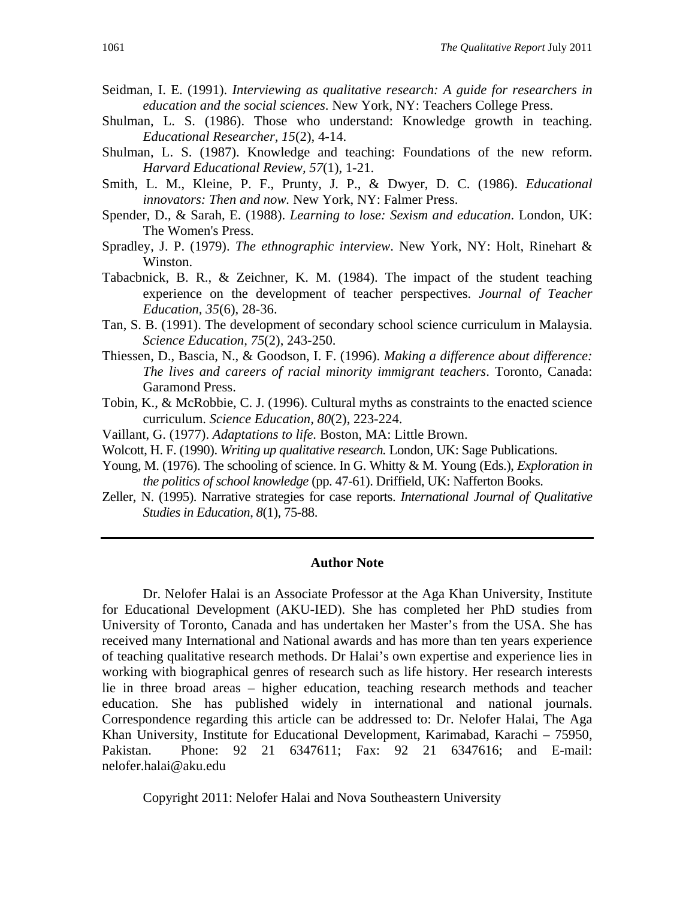Seidman, I. E. (1991). *Interviewing as qualitative research: A guide for researchers in education and the social sciences*. New York, NY: Teachers College Press.

Shulman, L. S. (1986). Those who understand: Knowledge growth in teaching. *Educational Researcher, 15*(2), 4-14.

Shulman, L. S. (1987). Knowledge and teaching: Foundations of the new reform. *Harvard Educational Review, 57*(1), 1-21.

Smith, L. M., Kleine, P. F., Prunty, J. P., & Dwyer, D. C. (1986). *Educational innovators: Then and now*. New York, NY: Falmer Press.

Spender, D., & Sarah, E. (1988). *Learning to lose: Sexism and education*. London, UK: The Women's Press.

Spradley, J. P. (1979). *The ethnographic interview*. New York, NY: Holt, Rinehart & Winston.

Tabacbnick, B. R., & Zeichner, K. M. (1984). The impact of the student teaching experience on the development of teacher perspectives. *Journal of Teacher Education, 35*(6), 28-36.

Tan, S. B. (1991). The development of secondary school science curriculum in Malaysia. *Science Education, 75*(2), 243-250.

Thiessen, D., Bascia, N., & Goodson, I. F. (1996). *Making a difference about difference: The lives and careers of racial minority immigrant teachers*. Toronto, Canada: Garamond Press.

Tobin, K., & McRobbie, C. J. (1996). Cultural myths as constraints to the enacted science curriculum. *Science Education, 80*(2), 223-224.

Vaillant, G. (1977). *Adaptations to life.* Boston, MA: Little Brown.

Wolcott, H. F. (1990). *Writing up qualitative research.* London, UK: Sage Publications.

Young, M. (1976). The schooling of science. In G. Whitty & M. Young (Eds.), *Exploration in the politics of school knowledge* (pp. 47-61). Driffield, UK: Nafferton Books.

Zeller, N. (1995). Narrative strategies for case reports. *International Journal of Qualitative Studies in Education, 8*(1), 75-88.

---

## Author Note

Dr. Nelofer Halai is an Associate Professor at the Aga Khan University, Institute for Educational Development (AKU-IED). She has completed her PhD studies from University of Toronto, Canada and has undertaken her Master's from the USA. She has received many International and National awards and has more than ten years experience of teaching qualitative research methods. Dr Halai's own expertise and experience lies in working with biographical genres of research such as life history. Her research interests lie in three broad areas – higher education, teaching research methods and teacher education. She has published widely in international and national journals. Correspondence regarding this article can be addressed to: Dr. Nelofer Halai, The Aga Khan University, Institute for Educational Development, Karimabad, Karachi – 75950, Pakistan. Phone: 92 21 6347611; Fax: 92 21 6347616; and E-mail: nelofer.halai@aku.edu

Copyright 2011: Nelofer Halai and Nova Southeastern University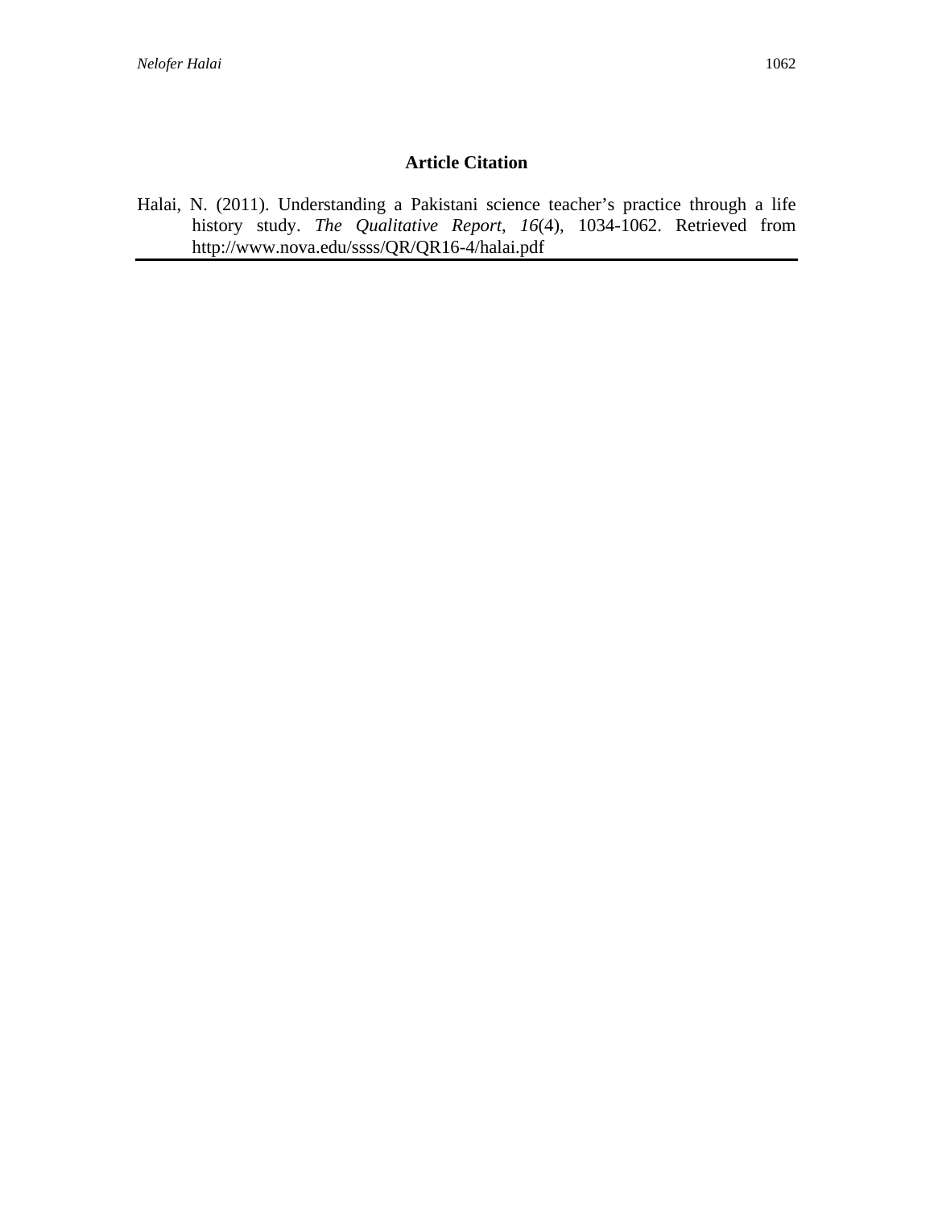## Article Citation

Halai, N. (2011). Understanding a Pakistani science teacher's practice through a life history study. *The Qualitative Report*, *16*(4), 1034-1062. Retrieved from http://www.nova.edu/ssss/QR/QR16-4/halai.pdf